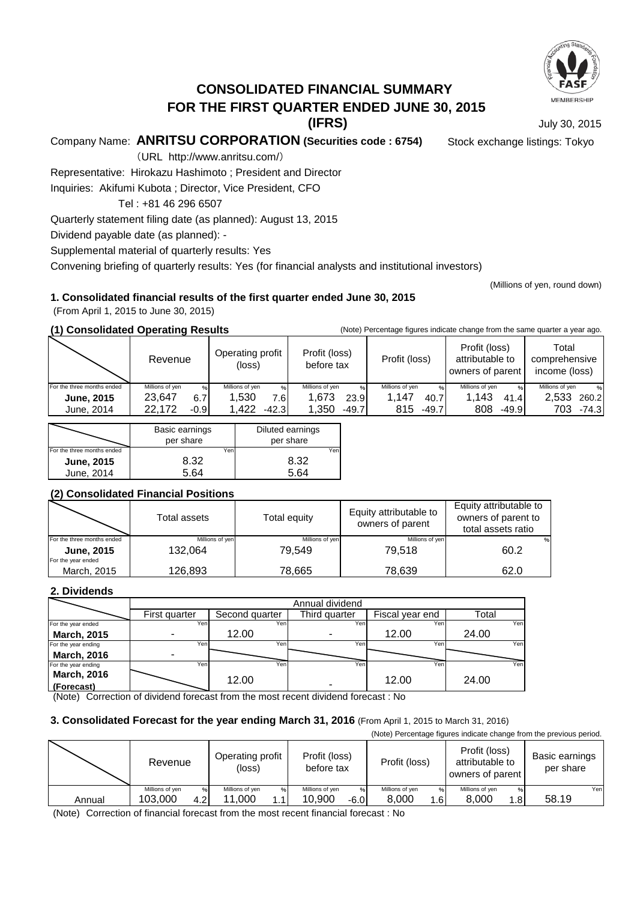# CONSOLIDATED FINANCIAL SUMMARY FOR THE FIRST QUARTER ENDED JUNE 30, 2015 (IFRS)

July 30, 2015

Company Name: **ANRITSU CORPORATION (Securities code : 6754)** Stock exchange listings: Tokyo

(URL http://www.anritsu.com/)

Representative: Hirokazu Hashimoto ; President and Director

Inquiries: Akifumi Kubota ; Director, Vice President, CFO

Tel : +81 46 296 6507

Quarterly statement filing date (as planned): August 13, 2015

Dividend payable date (as planned): -

Supplemental material of quarterly results: Yes

Convening briefing of quarterly results: Yes (for financial analysts and institutional investors)

(Millions of yen, round down)

### 1. Consolidated financial results of the first quarter ended June 30, 2015

(From April 1, 2015 to June 30, 2015)

#### (1) Consolidated Operating Results

(Note) Percentage figures indicate change from the same quarter a year ago.

| For the three months ended | Revenue (Millions of yen) | % | Operating profit (loss) (Millions of yen) | % | Profit (loss) before tax (Millions of yen) | % | Profit (loss) (Millions of yen) | % | Profit (loss) attributable to owners of parent (Millions of yen) | % | Total comprehensive income (loss) (Millions of yen) | % |
|---|---|---|---|---|---|---|---|---|---|---|---|---|
| **June, 2015** | 23,647 | 6.7 | 1,530 | 7.6 | 1,673 | 23.9 | 1,147 | 40.7 | 1,143 | 41.4 | 2,533 | 260.2 |
| June, 2014 | 22,172 | -0.9 | 1,422 | -42.3 | 1,350 | -49.7 | 815 | -49.7 | 808 | -49.9 | 703 | -74.3 |

| For the three months ended | Basic earnings per share (Yen) | Diluted earnings per share (Yen) |
|---|---|---|
| **June, 2015** | 8.32 | 8.32 |
| June, 2014 | 5.64 | 5.64 |

#### (2) Consolidated Financial Positions

| | Total assets (Millions of yen) | Total equity (Millions of yen) | Equity attributable to owners of parent (Millions of yen) | Equity attributable to owners of parent to total assets ratio (%) |
|---|---|---|---|---|
| For the three months ended **June, 2015** | 132,064 | 79,549 | 79,518 | 60.2 |
| For the year ended March, 2015 | 126,893 | 78,665 | 78,639 | 62.0 |

### 2. Dividends

| | Annual dividend | | | | |
|---|---|---|---|---|---|
| | First quarter (Yen) | Second quarter (Yen) | Third quarter (Yen) | Fiscal year end (Yen) | Total (Yen) |
| For the year ended **March, 2015** | - | 12.00 | - | 12.00 | 24.00 |
| For the year ending **March, 2016** | - | | | | |
| For the year ending **March, 2016 (Forecast)** | | 12.00 | - | 12.00 | 24.00 |

(Note) Correction of dividend forecast from the most recent dividend forecast : No

### 3. Consolidated Forecast for the year ending March 31, 2016 (From April 1, 2015 to March 31, 2016)

(Note) Percentage figures indicate change from the previous period.

| | Revenue (Millions of yen) | % | Operating profit (loss) (Millions of yen) | % | Profit (loss) before tax (Millions of yen) | % | Profit (loss) (Millions of yen) | % | Profit (loss) attributable to owners of parent (Millions of yen) | % | Basic earnings per share (Yen) |
|---|---|---|---|---|---|---|---|---|---|---|---|
| Annual | 103,000 | 4.2 | 11,000 | 1.1 | 10,900 | -6.0 | 8,000 | 1.6 | 8,000 | 1.8 | 58.19 |

(Note) Correction of financial forecast from the most recent financial forecast : No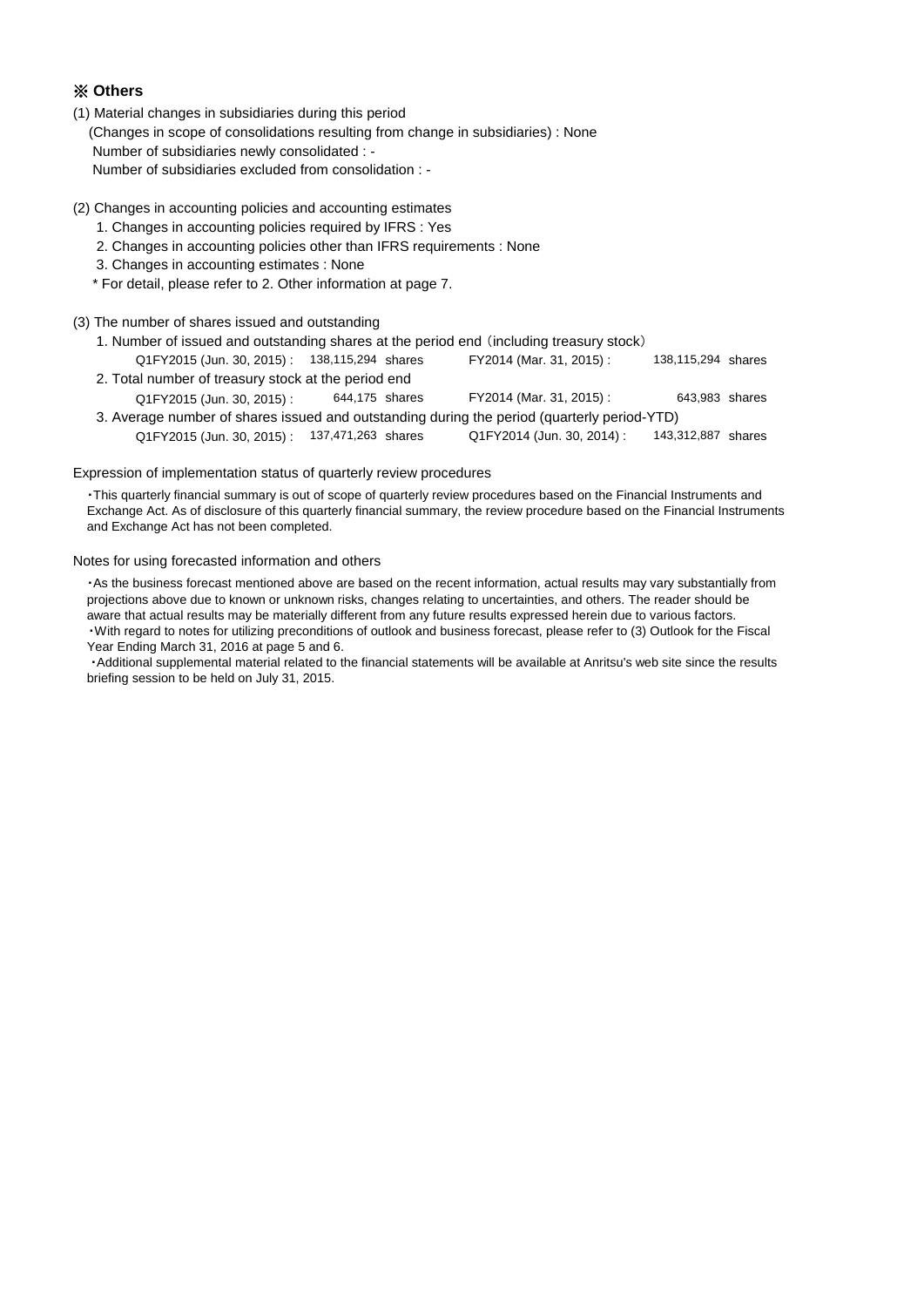## ※ Others

(1) Material changes in subsidiaries during this period

(Changes in scope of consolidations resulting from change in subsidiaries) : None

Number of subsidiaries newly consolidated : -

Number of subsidiaries excluded from consolidation : -

(2) Changes in accounting policies and accounting estimates

1. Changes in accounting policies required by IFRS : Yes
2. Changes in accounting policies other than IFRS requirements : None
3. Changes in accounting estimates : None

\* For detail, please refer to 2. Other information at page 7.

(3) The number of shares issued and outstanding

1. Number of issued and outstanding shares at the period end（including treasury stock）

| | | | |
|---|---|---|---|
| Q1FY2015 (Jun. 30, 2015) : | 138,115,294 shares | FY2014 (Mar. 31, 2015) : | 138,115,294 shares |

2. Total number of treasury stock at the period end

| | | | |
|---|---|---|---|
| Q1FY2015 (Jun. 30, 2015) : | 644,175 shares | FY2014 (Mar. 31, 2015) : | 643,983 shares |

3. Average number of shares issued and outstanding during the period (quarterly period-YTD)

| | | | |
|---|---|---|---|
| Q1FY2015 (Jun. 30, 2015) : | 137,471,263 shares | Q1FY2014 (Jun. 30, 2014) : | 143,312,887 shares |

Expression of implementation status of quarterly review procedures

・This quarterly financial summary is out of scope of quarterly review procedures based on the Financial Instruments and Exchange Act. As of disclosure of this quarterly financial summary, the review procedure based on the Financial Instruments and Exchange Act has not been completed.

Notes for using forecasted information and others

・As the business forecast mentioned above are based on the recent information, actual results may vary substantially from projections above due to known or unknown risks, changes relating to uncertainties, and others. The reader should be aware that actual results may be materially different from any future results expressed herein due to various factors.

・With regard to notes for utilizing preconditions of outlook and business forecast, please refer to (3) Outlook for the Fiscal Year Ending March 31, 2016 at page 5 and 6.

・Additional supplemental material related to the financial statements will be available at Anritsu's web site since the results briefing session to be held on July 31, 2015.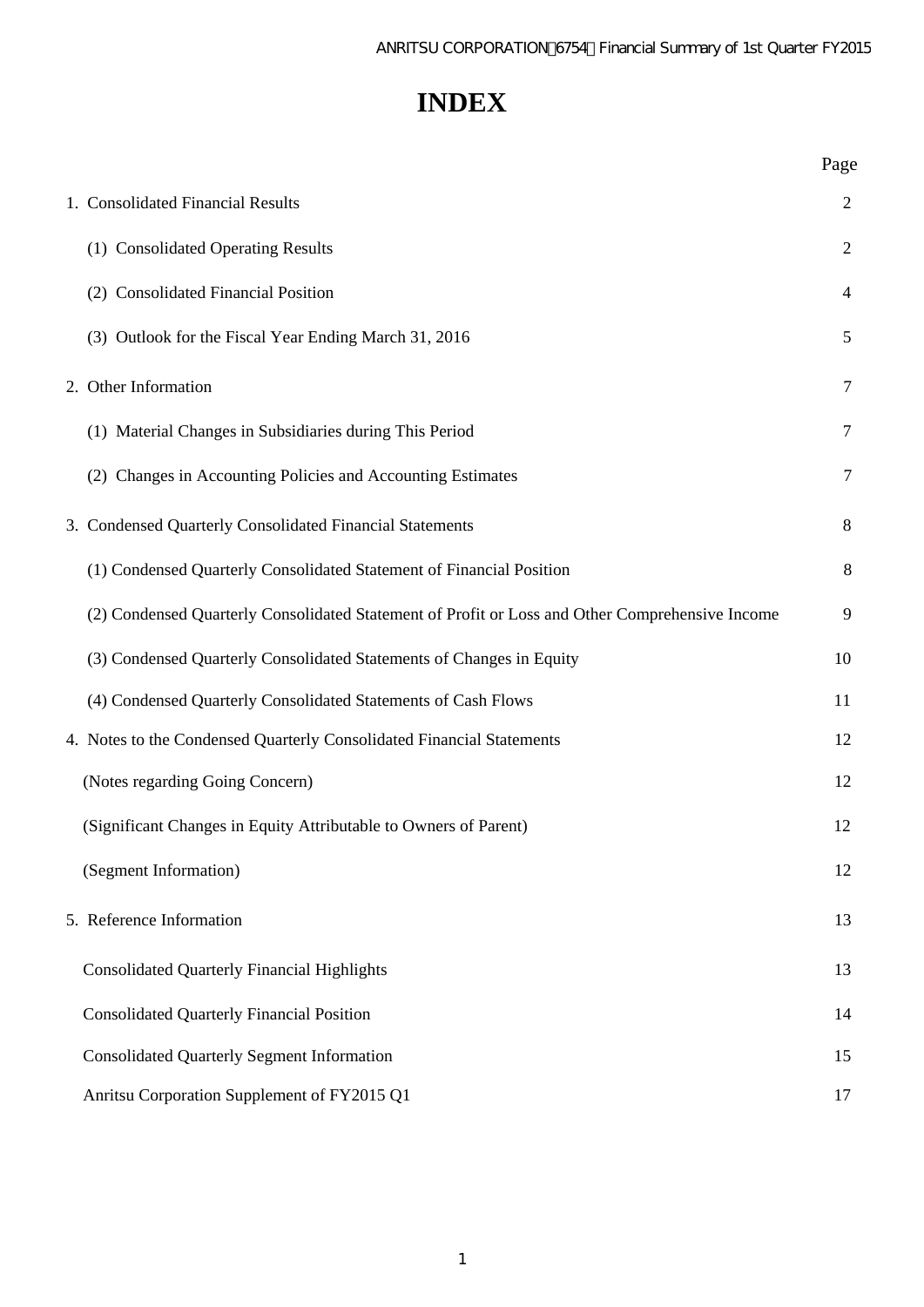# INDEX

| | Page |
|---|---|
| 1. Consolidated Financial Results | 2 |
| (1) Consolidated Operating Results | 2 |
| (2) Consolidated Financial Position | 4 |
| (3) Outlook for the Fiscal Year Ending March 31, 2016 | 5 |
| 2. Other Information | 7 |
| (1) Material Changes in Subsidiaries during This Period | 7 |
| (2) Changes in Accounting Policies and Accounting Estimates | 7 |
| 3. Condensed Quarterly Consolidated Financial Statements | 8 |
| (1) Condensed Quarterly Consolidated Statement of Financial Position | 8 |
| (2) Condensed Quarterly Consolidated Statement of Profit or Loss and Other Comprehensive Income | 9 |
| (3) Condensed Quarterly Consolidated Statements of Changes in Equity | 10 |
| (4) Condensed Quarterly Consolidated Statements of Cash Flows | 11 |
| 4. Notes to the Condensed Quarterly Consolidated Financial Statements | 12 |
| (Notes regarding Going Concern) | 12 |
| (Significant Changes in Equity Attributable to Owners of Parent) | 12 |
| (Segment Information) | 12 |
| 5. Reference Information | 13 |
| Consolidated Quarterly Financial Highlights | 13 |
| Consolidated Quarterly Financial Position | 14 |
| Consolidated Quarterly Segment Information | 15 |
| Anritsu Corporation Supplement of FY2015 Q1 | 17 |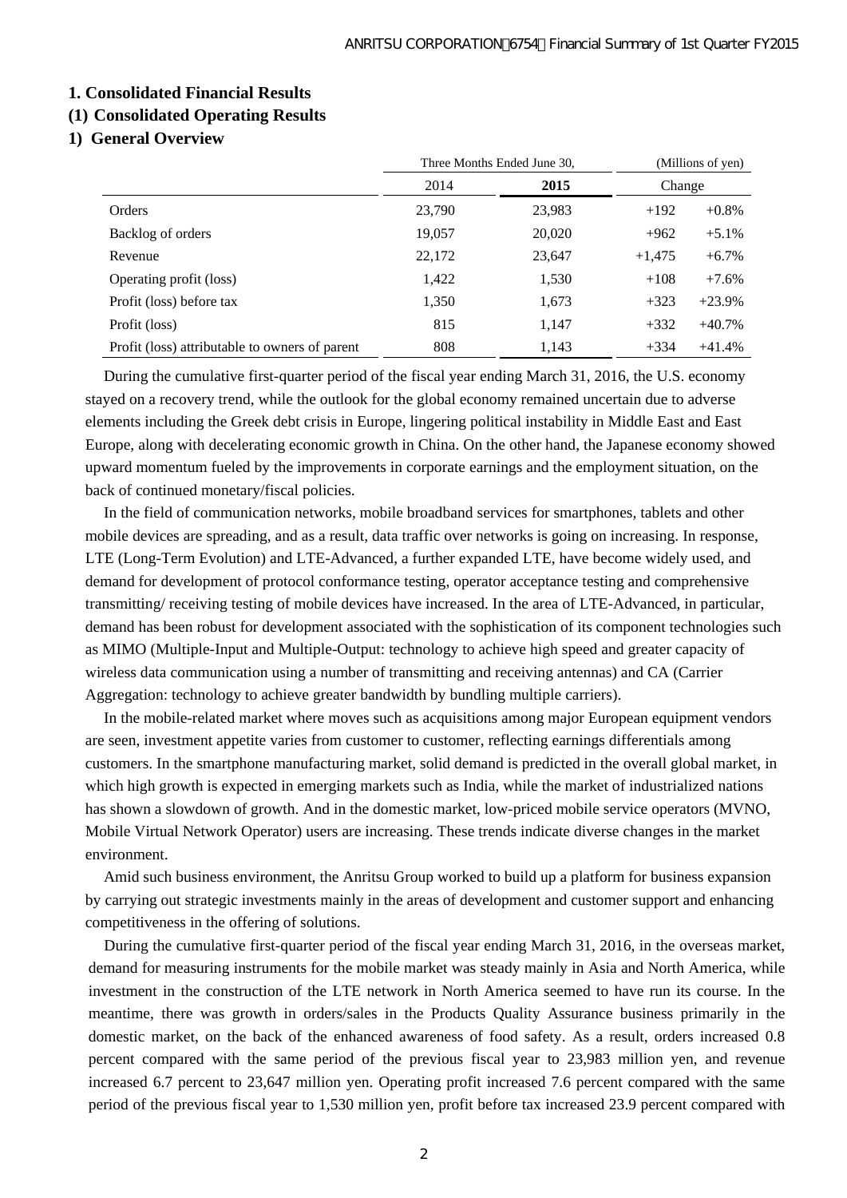## 1. Consolidated Financial Results

### (1) Consolidated Operating Results

#### 1) General Overview

| | Three Months Ended June 30, | | (Millions of yen) | |
|---|---|---|---|---|
| | 2014 | **2015** | Change | |
| Orders | 23,790 | 23,983 | +192 | +0.8% |
| Backlog of orders | 19,057 | 20,020 | +962 | +5.1% |
| Revenue | 22,172 | 23,647 | +1,475 | +6.7% |
| Operating profit (loss) | 1,422 | 1,530 | +108 | +7.6% |
| Profit (loss) before tax | 1,350 | 1,673 | +323 | +23.9% |
| Profit (loss) | 815 | 1,147 | +332 | +40.7% |
| Profit (loss) attributable to owners of parent | 808 | 1,143 | +334 | +41.4% |

During the cumulative first-quarter period of the fiscal year ending March 31, 2016, the U.S. economy stayed on a recovery trend, while the outlook for the global economy remained uncertain due to adverse elements including the Greek debt crisis in Europe, lingering political instability in Middle East and East Europe, along with decelerating economic growth in China. On the other hand, the Japanese economy showed upward momentum fueled by the improvements in corporate earnings and the employment situation, on the back of continued monetary/fiscal policies.

In the field of communication networks, mobile broadband services for smartphones, tablets and other mobile devices are spreading, and as a result, data traffic over networks is going on increasing. In response, LTE (Long-Term Evolution) and LTE-Advanced, a further expanded LTE, have become widely used, and demand for development of protocol conformance testing, operator acceptance testing and comprehensive transmitting/ receiving testing of mobile devices have increased. In the area of LTE-Advanced, in particular, demand has been robust for development associated with the sophistication of its component technologies such as MIMO (Multiple-Input and Multiple-Output: technology to achieve high speed and greater capacity of wireless data communication using a number of transmitting and receiving antennas) and CA (Carrier Aggregation: technology to achieve greater bandwidth by bundling multiple carriers).

In the mobile-related market where moves such as acquisitions among major European equipment vendors are seen, investment appetite varies from customer to customer, reflecting earnings differentials among customers. In the smartphone manufacturing market, solid demand is predicted in the overall global market, in which high growth is expected in emerging markets such as India, while the market of industrialized nations has shown a slowdown of growth. And in the domestic market, low-priced mobile service operators (MVNO, Mobile Virtual Network Operator) users are increasing. These trends indicate diverse changes in the market environment.

Amid such business environment, the Anritsu Group worked to build up a platform for business expansion by carrying out strategic investments mainly in the areas of development and customer support and enhancing competitiveness in the offering of solutions.

During the cumulative first-quarter period of the fiscal year ending March 31, 2016, in the overseas market, demand for measuring instruments for the mobile market was steady mainly in Asia and North America, while investment in the construction of the LTE network in North America seemed to have run its course. In the meantime, there was growth in orders/sales in the Products Quality Assurance business primarily in the domestic market, on the back of the enhanced awareness of food safety. As a result, orders increased 0.8 percent compared with the same period of the previous fiscal year to 23,983 million yen, and revenue increased 6.7 percent to 23,647 million yen. Operating profit increased 7.6 percent compared with the same period of the previous fiscal year to 1,530 million yen, profit before tax increased 23.9 percent compared with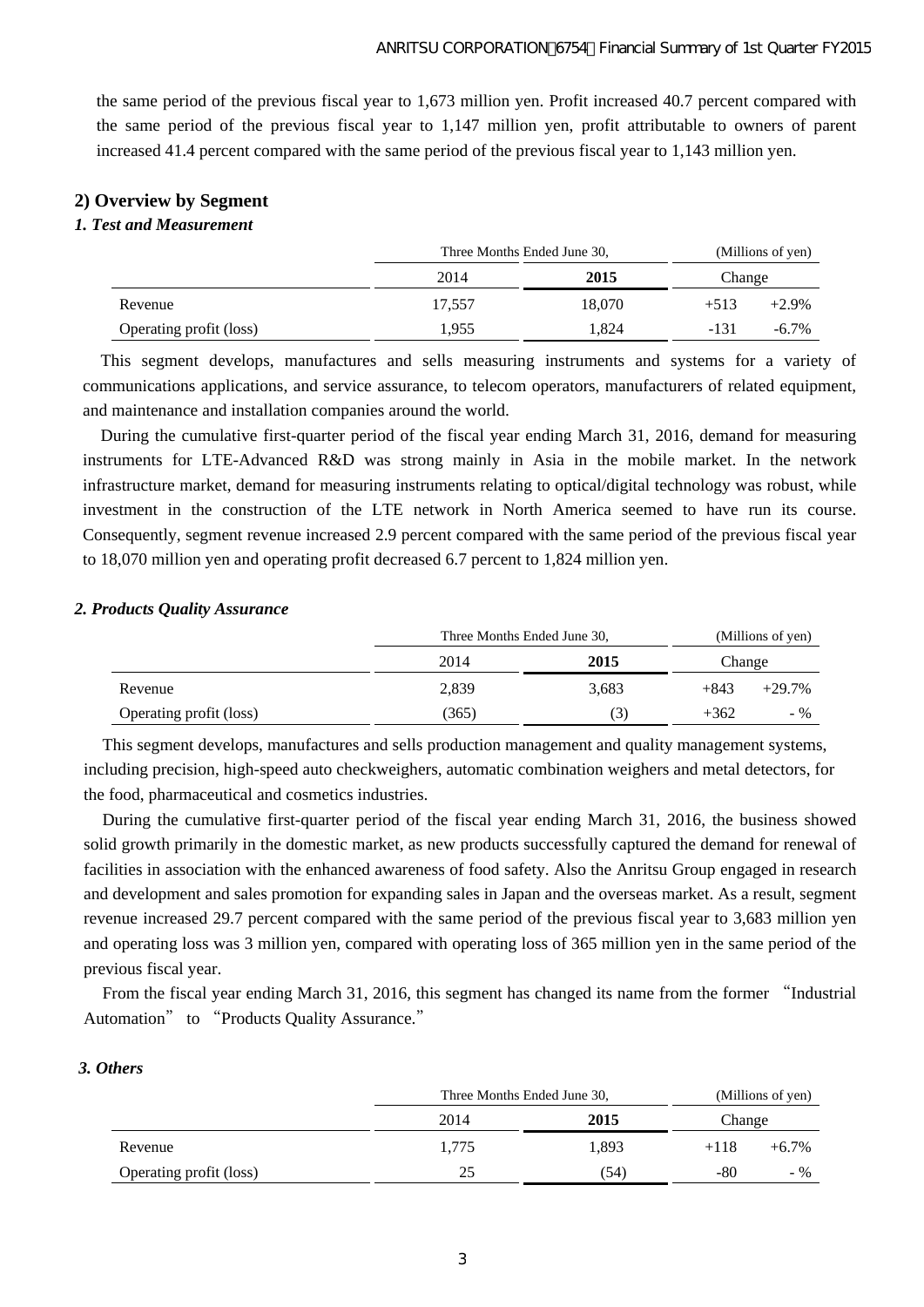the same period of the previous fiscal year to 1,673 million yen. Profit increased 40.7 percent compared with the same period of the previous fiscal year to 1,147 million yen, profit attributable to owners of parent increased 41.4 percent compared with the same period of the previous fiscal year to 1,143 million yen.

## 2) Overview by Segment

### *1. Test and Measurement*

| | Three Months Ended June 30, | | (Millions of yen) | |
|---|---|---|---|---|
| | 2014 | **2015** | Change | |
| Revenue | 17,557 | 18,070 | +513 | +2.9% |
| Operating profit (loss) | 1,955 | 1,824 | -131 | -6.7% |

This segment develops, manufactures and sells measuring instruments and systems for a variety of communications applications, and service assurance, to telecom operators, manufacturers of related equipment, and maintenance and installation companies around the world.

During the cumulative first-quarter period of the fiscal year ending March 31, 2016, demand for measuring instruments for LTE-Advanced R&D was strong mainly in Asia in the mobile market. In the network infrastructure market, demand for measuring instruments relating to optical/digital technology was robust, while investment in the construction of the LTE network in North America seemed to have run its course. Consequently, segment revenue increased 2.9 percent compared with the same period of the previous fiscal year to 18,070 million yen and operating profit decreased 6.7 percent to 1,824 million yen.

### *2. Products Quality Assurance*

| | Three Months Ended June 30, | | (Millions of yen) | |
|---|---|---|---|---|
| | 2014 | **2015** | Change | |
| Revenue | 2,839 | 3,683 | +843 | +29.7% |
| Operating profit (loss) | (365) | (3) | +362 | - % |

This segment develops, manufactures and sells production management and quality management systems, including precision, high-speed auto checkweighers, automatic combination weighers and metal detectors, for the food, pharmaceutical and cosmetics industries.

During the cumulative first-quarter period of the fiscal year ending March 31, 2016, the business showed solid growth primarily in the domestic market, as new products successfully captured the demand for renewal of facilities in association with the enhanced awareness of food safety. Also the Anritsu Group engaged in research and development and sales promotion for expanding sales in Japan and the overseas market. As a result, segment revenue increased 29.7 percent compared with the same period of the previous fiscal year to 3,683 million yen and operating loss was 3 million yen, compared with operating loss of 365 million yen in the same period of the previous fiscal year.

From the fiscal year ending March 31, 2016, this segment has changed its name from the former "Industrial Automation" to "Products Quality Assurance."

### *3. Others*

| | Three Months Ended June 30, | | (Millions of yen) | |
|---|---|---|---|---|
| | 2014 | **2015** | Change | |
| Revenue | 1,775 | 1,893 | +118 | +6.7% |
| Operating profit (loss) | 25 | (54) | -80 | - % |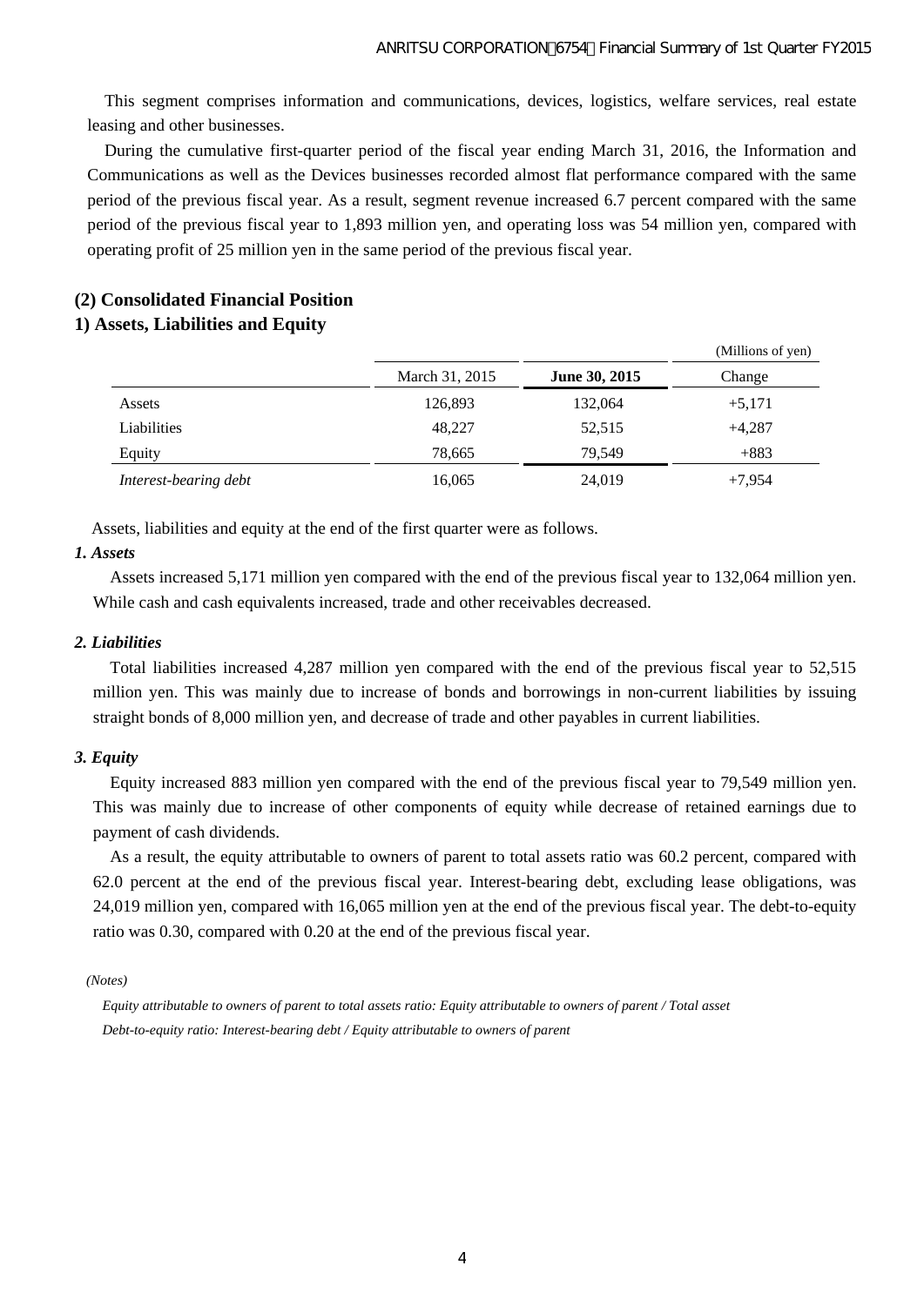This segment comprises information and communications, devices, logistics, welfare services, real estate leasing and other businesses.

During the cumulative first-quarter period of the fiscal year ending March 31, 2016, the Information and Communications as well as the Devices businesses recorded almost flat performance compared with the same period of the previous fiscal year. As a result, segment revenue increased 6.7 percent compared with the same period of the previous fiscal year to 1,893 million yen, and operating loss was 54 million yen, compared with operating profit of 25 million yen in the same period of the previous fiscal year.

## (2) Consolidated Financial Position

### 1) Assets, Liabilities and Equity

(Millions of yen)

| | March 31, 2015 | **June 30, 2015** | Change |
|---|---|---|---|
| Assets | 126,893 | 132,064 | +5,171 |
| Liabilities | 48,227 | 52,515 | +4,287 |
| Equity | 78,665 | 79,549 | +883 |
| *Interest-bearing debt* | 16,065 | 24,019 | +7,954 |

Assets, liabilities and equity at the end of the first quarter were as follows.

***1. Assets***

Assets increased 5,171 million yen compared with the end of the previous fiscal year to 132,064 million yen. While cash and cash equivalents increased, trade and other receivables decreased.

***2. Liabilities***

Total liabilities increased 4,287 million yen compared with the end of the previous fiscal year to 52,515 million yen. This was mainly due to increase of bonds and borrowings in non-current liabilities by issuing straight bonds of 8,000 million yen, and decrease of trade and other payables in current liabilities.

***3. Equity***

Equity increased 883 million yen compared with the end of the previous fiscal year to 79,549 million yen. This was mainly due to increase of other components of equity while decrease of retained earnings due to payment of cash dividends.

As a result, the equity attributable to owners of parent to total assets ratio was 60.2 percent, compared with 62.0 percent at the end of the previous fiscal year. Interest-bearing debt, excluding lease obligations, was 24,019 million yen, compared with 16,065 million yen at the end of the previous fiscal year. The debt-to-equity ratio was 0.30, compared with 0.20 at the end of the previous fiscal year.

*(Notes)*

*Equity attributable to owners of parent to total assets ratio: Equity attributable to owners of parent / Total asset*

*Debt-to-equity ratio: Interest-bearing debt / Equity attributable to owners of parent*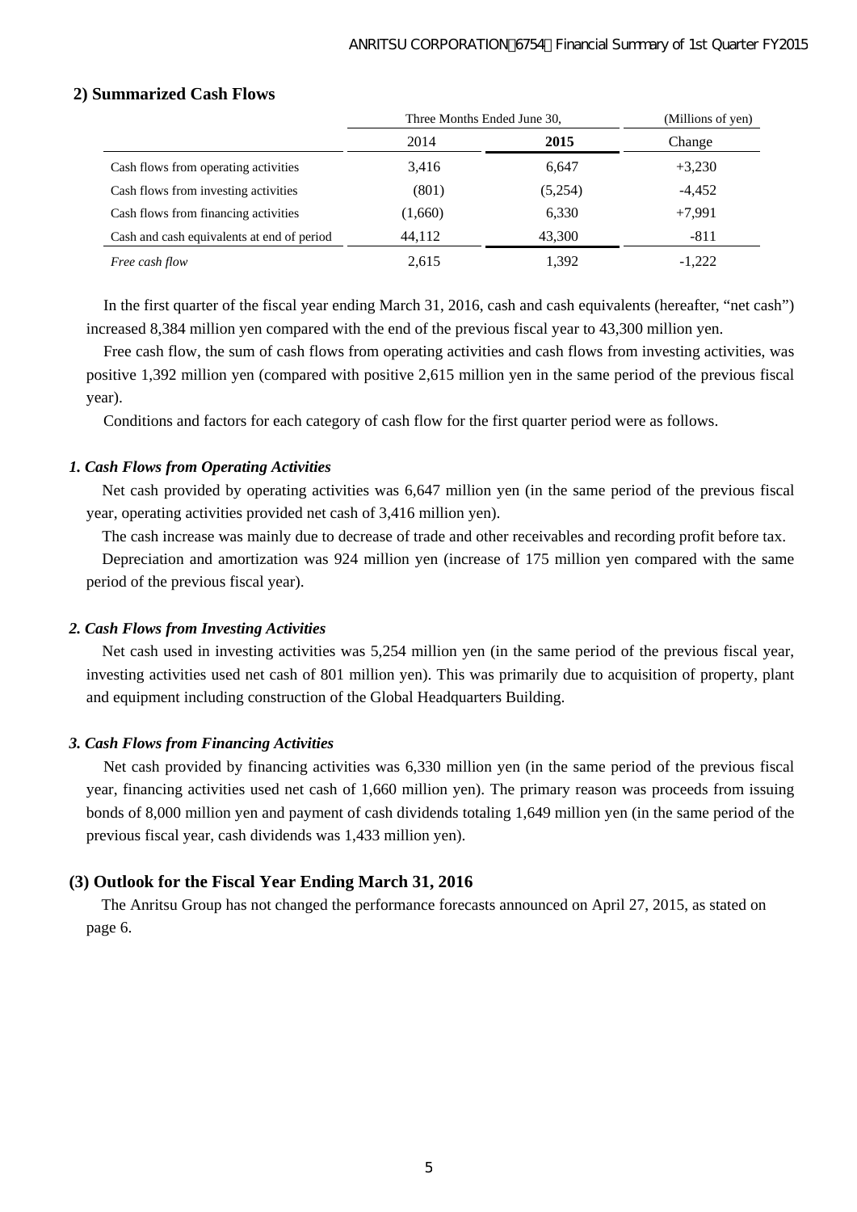## 2) Summarized Cash Flows

| | Three Months Ended June 30, | | (Millions of yen) |
|---|---|---|---|
| | 2014 | **2015** | Change |
| Cash flows from operating activities | 3,416 | 6,647 | +3,230 |
| Cash flows from investing activities | (801) | (5,254) | -4,452 |
| Cash flows from financing activities | (1,660) | 6,330 | +7,991 |
| Cash and cash equivalents at end of period | 44,112 | 43,300 | -811 |
| *Free cash flow* | 2,615 | 1,392 | -1,222 |

In the first quarter of the fiscal year ending March 31, 2016, cash and cash equivalents (hereafter, "net cash") increased 8,384 million yen compared with the end of the previous fiscal year to 43,300 million yen.

Free cash flow, the sum of cash flows from operating activities and cash flows from investing activities, was positive 1,392 million yen (compared with positive 2,615 million yen in the same period of the previous fiscal year).

Conditions and factors for each category of cash flow for the first quarter period were as follows.

### *1. Cash Flows from Operating Activities*

Net cash provided by operating activities was 6,647 million yen (in the same period of the previous fiscal year, operating activities provided net cash of 3,416 million yen).

The cash increase was mainly due to decrease of trade and other receivables and recording profit before tax.

Depreciation and amortization was 924 million yen (increase of 175 million yen compared with the same period of the previous fiscal year).

### *2. Cash Flows from Investing Activities*

Net cash used in investing activities was 5,254 million yen (in the same period of the previous fiscal year, investing activities used net cash of 801 million yen). This was primarily due to acquisition of property, plant and equipment including construction of the Global Headquarters Building.

### *3. Cash Flows from Financing Activities*

Net cash provided by financing activities was 6,330 million yen (in the same period of the previous fiscal year, financing activities used net cash of 1,660 million yen). The primary reason was proceeds from issuing bonds of 8,000 million yen and payment of cash dividends totaling 1,649 million yen (in the same period of the previous fiscal year, cash dividends was 1,433 million yen).

## (3) Outlook for the Fiscal Year Ending March 31, 2016

The Anritsu Group has not changed the performance forecasts announced on April 27, 2015, as stated on page 6.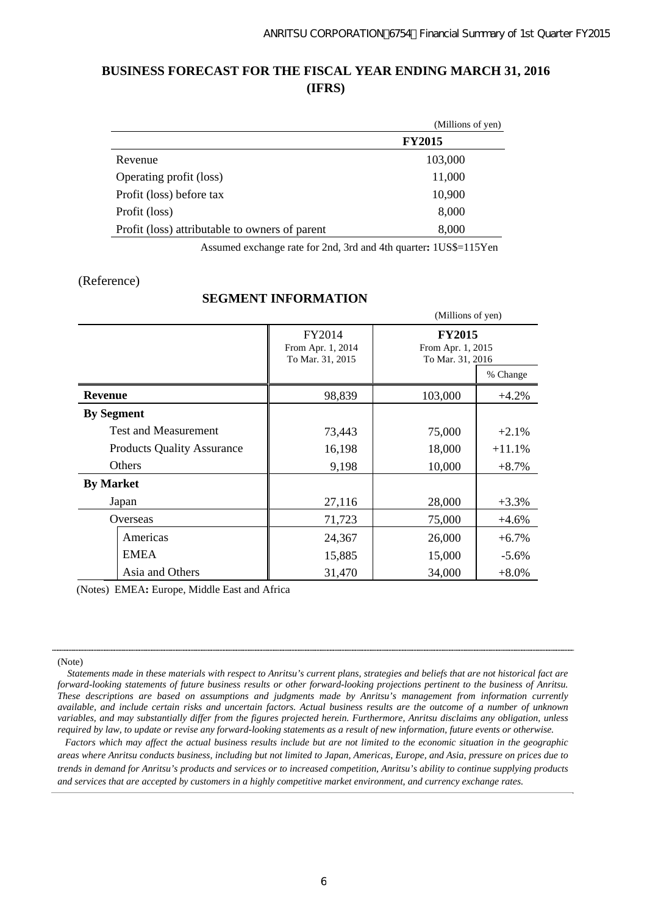## BUSINESS FORECAST FOR THE FISCAL YEAR ENDING MARCH 31, 2016 (IFRS)

(Millions of yen)

| | **FY2015** |
|---|---|
| Revenue | 103,000 |
| Operating profit (loss) | 11,000 |
| Profit (loss) before tax | 10,900 |
| Profit (loss) | 8,000 |
| Profit (loss) attributable to owners of parent | 8,000 |

Assumed exchange rate for 2nd, 3rd and 4th quarter**:** 1US$=115Yen

(Reference)

### SEGMENT INFORMATION

(Millions of yen)

| | FY2014 From Apr. 1, 2014 To Mar. 31, 2015 | **FY2015** From Apr. 1, 2015 To Mar. 31, 2016 | |
|---|---|---|---|
| | | | % Change |
| **Revenue** | 98,839 | 103,000 | +4.2% |
| **By Segment** | | | |
| Test and Measurement | 73,443 | 75,000 | +2.1% |
| Products Quality Assurance | 16,198 | 18,000 | +11.1% |
| Others | 9,198 | 10,000 | +8.7% |
| **By Market** | | | |
| Japan | 27,116 | 28,000 | +3.3% |
| Overseas | 71,723 | 75,000 | +4.6% |
| Americas | 24,367 | 26,000 | +6.7% |
| EMEA | 15,885 | 15,000 | -5.6% |
| Asia and Others | 31,470 | 34,000 | +8.0% |

(Notes) EMEA**:** Europe, Middle East and Africa

(Note)

*Statements made in these materials with respect to Anritsu's current plans, strategies and beliefs that are not historical fact are forward-looking statements of future business results or other forward-looking projections pertinent to the business of Anritsu. These descriptions are based on assumptions and judgments made by Anritsu's management from information currently available, and include certain risks and uncertain factors. Actual business results are the outcome of a number of unknown variables, and may substantially differ from the figures projected herein. Furthermore, Anritsu disclaims any obligation, unless required by law, to update or revise any forward-looking statements as a result of new information, future events or otherwise.*

*Factors which may affect the actual business results include but are not limited to the economic situation in the geographic areas where Anritsu conducts business, including but not limited to Japan, Americas, Europe, and Asia, pressure on prices due to trends in demand for Anritsu's products and services or to increased competition, Anritsu's ability to continue supplying products and services that are accepted by customers in a highly competitive market environment, and currency exchange rates.*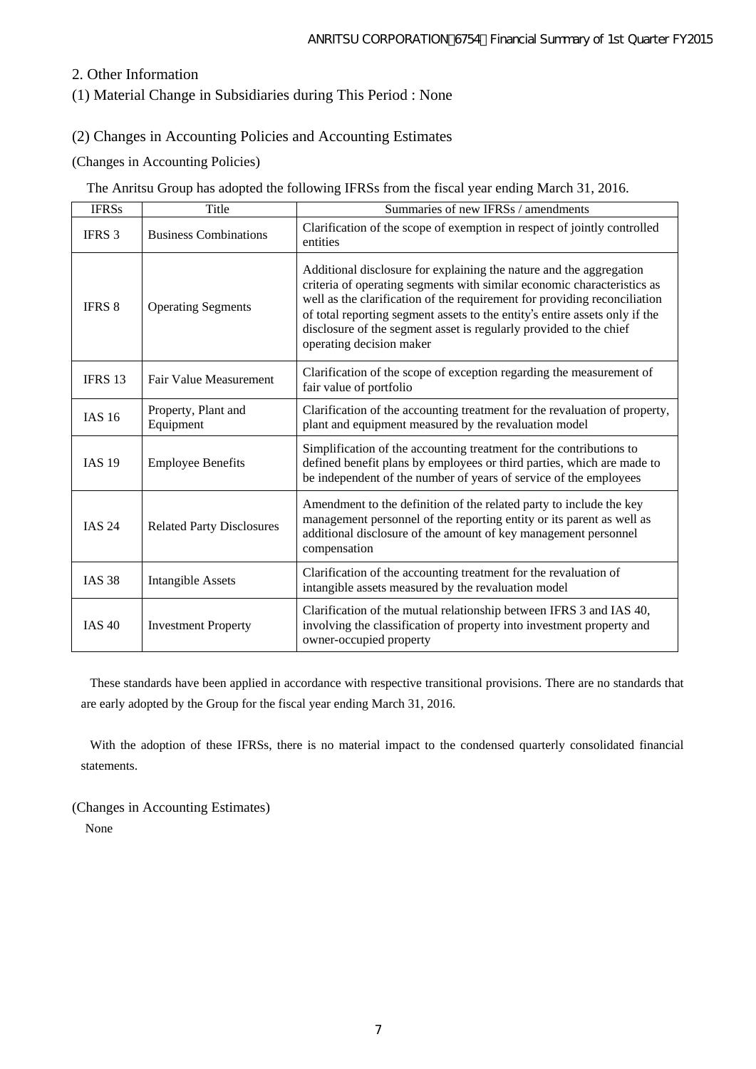## 2. Other Information

### (1) Material Change in Subsidiaries during This Period : None

### (2) Changes in Accounting Policies and Accounting Estimates

(Changes in Accounting Policies)

The Anritsu Group has adopted the following IFRSs from the fiscal year ending March 31, 2016.

| IFRSs | Title | Summaries of new IFRSs / amendments |
|---|---|---|
| IFRS 3 | Business Combinations | Clarification of the scope of exemption in respect of jointly controlled entities |
| IFRS 8 | Operating Segments | Additional disclosure for explaining the nature and the aggregation criteria of operating segments with similar economic characteristics as well as the clarification of the requirement for providing reconciliation of total reporting segment assets to the entity's entire assets only if the disclosure of the segment asset is regularly provided to the chief operating decision maker |
| IFRS 13 | Fair Value Measurement | Clarification of the scope of exception regarding the measurement of fair value of portfolio |
| IAS 16 | Property, Plant and Equipment | Clarification of the accounting treatment for the revaluation of property, plant and equipment measured by the revaluation model |
| IAS 19 | Employee Benefits | Simplification of the accounting treatment for the contributions to defined benefit plans by employees or third parties, which are made to be independent of the number of years of service of the employees |
| IAS 24 | Related Party Disclosures | Amendment to the definition of the related party to include the key management personnel of the reporting entity or its parent as well as additional disclosure of the amount of key management personnel compensation |
| IAS 38 | Intangible Assets | Clarification of the accounting treatment for the revaluation of intangible assets measured by the revaluation model |
| IAS 40 | Investment Property | Clarification of the mutual relationship between IFRS 3 and IAS 40, involving the classification of property into investment property and owner-occupied property |

These standards have been applied in accordance with respective transitional provisions. There are no standards that are early adopted by the Group for the fiscal year ending March 31, 2016.

With the adoption of these IFRSs, there is no material impact to the condensed quarterly consolidated financial statements.

(Changes in Accounting Estimates)

None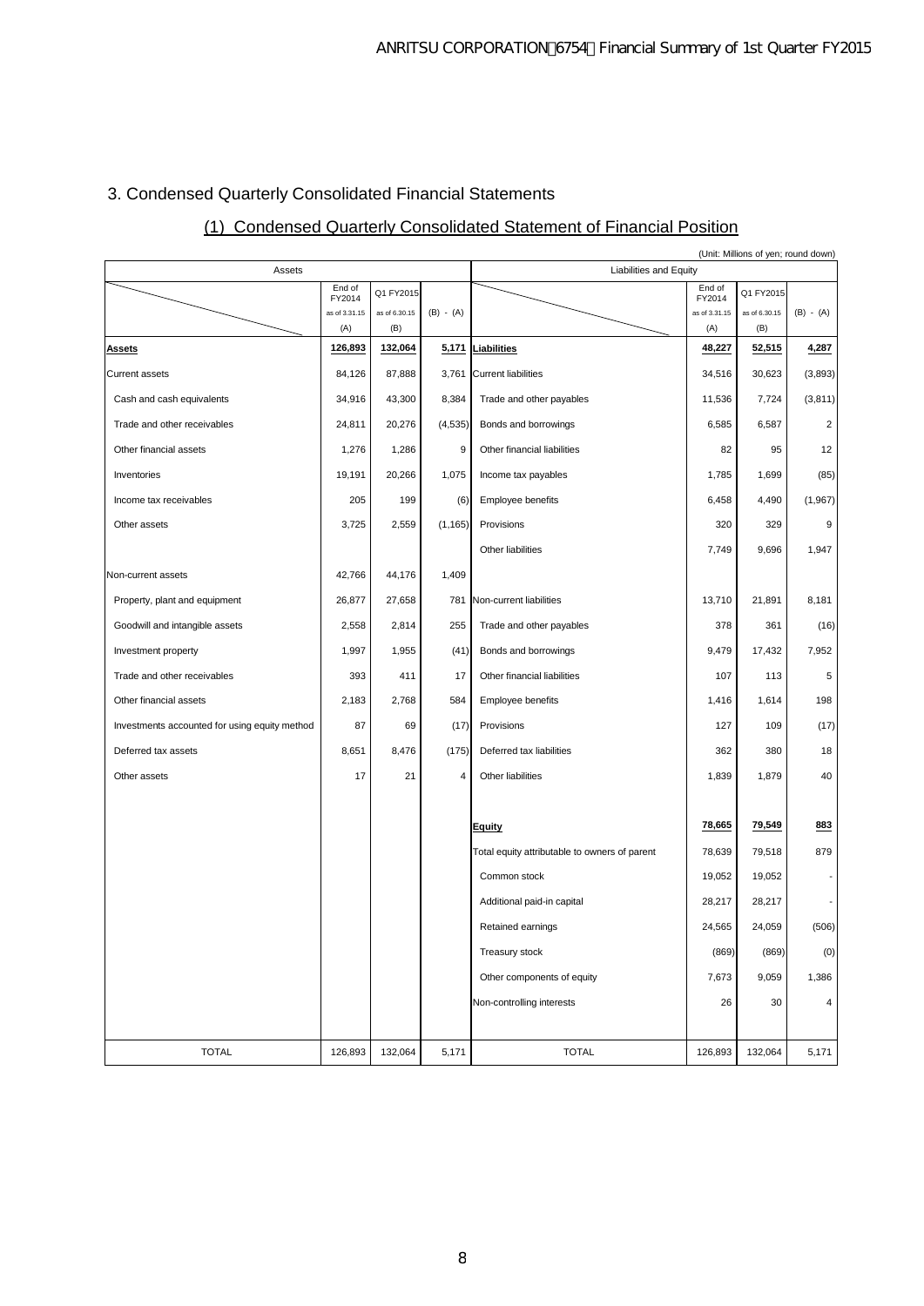# 3. Condensed Quarterly Consolidated Financial Statements

## (1) Condensed Quarterly Consolidated Statement of Financial Position

(Unit: Millions of yen; round down)

| Assets | End of FY2014 as of 3.31.15 (A) | Q1 FY2015 as of 6.30.15 (B) | (B) - (A) | Liabilities and Equity | End of FY2014 as of 3.31.15 (A) | Q1 FY2015 as of 6.30.15 (B) | (B) - (A) |
|---|---|---|---|---|---|---|---|
| **Assets** | **126,893** | **132,064** | **5,171** | **Liabilities** | **48,227** | **52,515** | **4,287** |
| Current assets | 84,126 | 87,888 | 3,761 | Current liabilities | 34,516 | 30,623 | (3,893) |
| Cash and cash equivalents | 34,916 | 43,300 | 8,384 | Trade and other payables | 11,536 | 7,724 | (3,811) |
| Trade and other receivables | 24,811 | 20,276 | (4,535) | Bonds and borrowings | 6,585 | 6,587 | 2 |
| Other financial assets | 1,276 | 1,286 | 9 | Other financial liabilities | 82 | 95 | 12 |
| Inventories | 19,191 | 20,266 | 1,075 | Income tax payables | 1,785 | 1,699 | (85) |
| Income tax receivables | 205 | 199 | (6) | Employee benefits | 6,458 | 4,490 | (1,967) |
| Other assets | 3,725 | 2,559 | (1,165) | Provisions | 320 | 329 | 9 |
| | | | | Other liabilities | 7,749 | 9,696 | 1,947 |
| Non-current assets | 42,766 | 44,176 | 1,409 | | | | |
| Property, plant and equipment | 26,877 | 27,658 | 781 | Non-current liabilities | 13,710 | 21,891 | 8,181 |
| Goodwill and intangible assets | 2,558 | 2,814 | 255 | Trade and other payables | 378 | 361 | (16) |
| Investment property | 1,997 | 1,955 | (41) | Bonds and borrowings | 9,479 | 17,432 | 7,952 |
| Trade and other receivables | 393 | 411 | 17 | Other financial liabilities | 107 | 113 | 5 |
| Other financial assets | 2,183 | 2,768 | 584 | Employee benefits | 1,416 | 1,614 | 198 |
| Investments accounted for using equity method | 87 | 69 | (17) | Provisions | 127 | 109 | (17) |
| Deferred tax assets | 8,651 | 8,476 | (175) | Deferred tax liabilities | 362 | 380 | 18 |
| Other assets | 17 | 21 | 4 | Other liabilities | 1,839 | 1,879 | 40 |
| | | | | **Equity** | **78,665** | **79,549** | **883** |
| | | | | Total equity attributable to owners of parent | 78,639 | 79,518 | 879 |
| | | | | Common stock | 19,052 | 19,052 | - |
| | | | | Additional paid-in capital | 28,217 | 28,217 | - |
| | | | | Retained earnings | 24,565 | 24,059 | (506) |
| | | | | Treasury stock | (869) | (869) | (0) |
| | | | | Other components of equity | 7,673 | 9,059 | 1,386 |
| | | | | Non-controlling interests | 26 | 30 | 4 |
| TOTAL | 126,893 | 132,064 | 5,171 | TOTAL | 126,893 | 132,064 | 5,171 |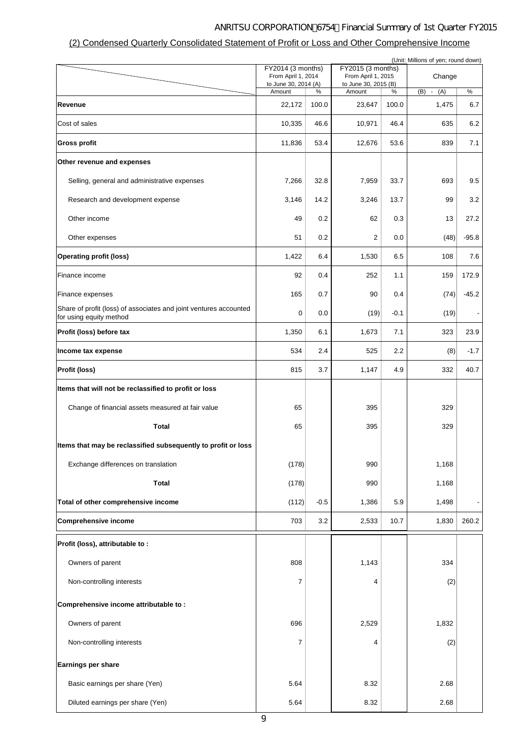## (2) Condensed Quarterly Consolidated Statement of Profit or Loss and Other Comprehensive Income

(Unit: Millions of yen; round down)

| | FY2014 (3 months) From April 1, 2014 to June 30, 2014 (A) | | FY2015 (3 months) From April 1, 2015 to June 30, 2015 (B) | | Change | |
|---|---|---|---|---|---|---|
| | Amount | % | Amount | % | (B) - (A) | % |
| **Revenue** | 22,172 | 100.0 | 23,647 | 100.0 | 1,475 | 6.7 |
| Cost of sales | 10,335 | 46.6 | 10,971 | 46.4 | 635 | 6.2 |
| **Gross profit** | 11,836 | 53.4 | 12,676 | 53.6 | 839 | 7.1 |
| **Other revenue and expenses** | | | | | | |
| Selling, general and administrative expenses | 7,266 | 32.8 | 7,959 | 33.7 | 693 | 9.5 |
| Research and development expense | 3,146 | 14.2 | 3,246 | 13.7 | 99 | 3.2 |
| Other income | 49 | 0.2 | 62 | 0.3 | 13 | 27.2 |
| Other expenses | 51 | 0.2 | 2 | 0.0 | (48) | -95.8 |
| **Operating profit (loss)** | 1,422 | 6.4 | 1,530 | 6.5 | 108 | 7.6 |
| Finance income | 92 | 0.4 | 252 | 1.1 | 159 | 172.9 |
| Finance expenses | 165 | 0.7 | 90 | 0.4 | (74) | -45.2 |
| Share of profit (loss) of associates and joint ventures accounted for using equity method | 0 | 0.0 | (19) | -0.1 | (19) | - |
| **Profit (loss) before tax** | 1,350 | 6.1 | 1,673 | 7.1 | 323 | 23.9 |
| **Income tax expense** | 534 | 2.4 | 525 | 2.2 | (8) | -1.7 |
| **Profit (loss)** | 815 | 3.7 | 1,147 | 4.9 | 332 | 40.7 |
| **Items that will not be reclassified to profit or loss** | | | | | | |
| Change of financial assets measured at fair value | 65 | | 395 | | 329 | |
| **Total** | 65 | | 395 | | 329 | |
| **Items that may be reclassified subsequently to profit or loss** | | | | | | |
| Exchange differences on translation | (178) | | 990 | | 1,168 | |
| **Total** | (178) | | 990 | | 1,168 | |
| **Total of other comprehensive income** | (112) | -0.5 | 1,386 | 5.9 | 1,498 | - |
| **Comprehensive income** | 703 | 3.2 | 2,533 | 10.7 | 1,830 | 260.2 |
| **Profit (loss), attributable to :** | | | | | | |
| Owners of parent | 808 | | 1,143 | | 334 | |
| Non-controlling interests | 7 | | 4 | | (2) | |
| **Comprehensive income attributable to :** | | | | | | |
| Owners of parent | 696 | | 2,529 | | 1,832 | |
| Non-controlling interests | 7 | | 4 | | (2) | |
| **Earnings per share** | | | | | | |
| Basic earnings per share (Yen) | 5.64 | | 8.32 | | 2.68 | |
| Diluted earnings per share (Yen) | 5.64 | | 8.32 | | 2.68 | |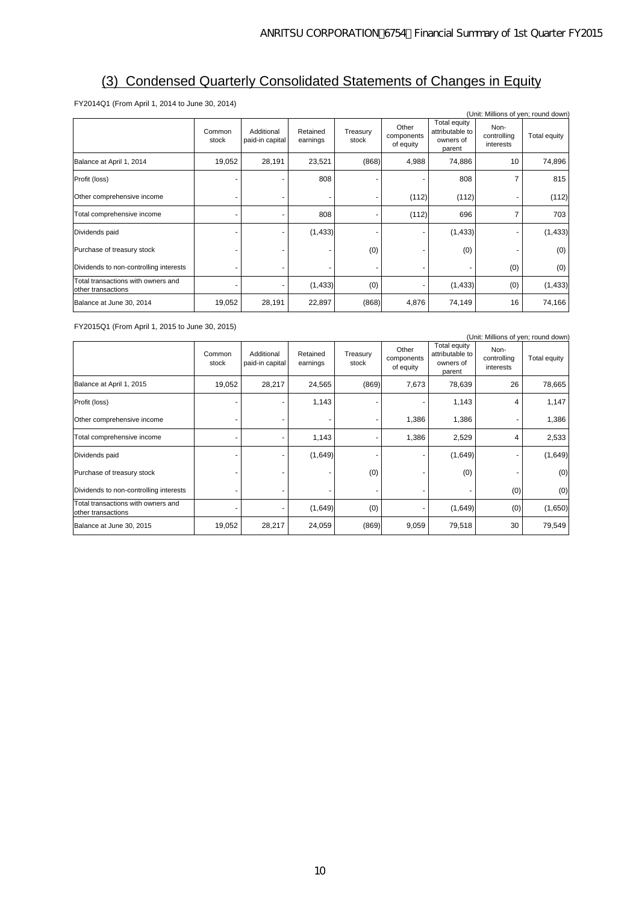## (3) Condensed Quarterly Consolidated Statements of Changes in Equity

FY2014Q1 (From April 1, 2014 to June 30, 2014)

(Unit: Millions of yen; round down)

| | Common stock | Additional paid-in capital | Retained earnings | Treasury stock | Other components of equity | Total equity attributable to owners of parent | Non-controlling interests | Total equity |
|---|---|---|---|---|---|---|---|---|
| Balance at April 1, 2014 | 19,052 | 28,191 | 23,521 | (868) | 4,988 | 74,886 | 10 | 74,896 |
| Profit (loss) | - | - | 808 | - | - | 808 | 7 | 815 |
| Other comprehensive income | - | - | - | - | (112) | (112) | - | (112) |
| Total comprehensive income | - | - | 808 | - | (112) | 696 | 7 | 703 |
| Dividends paid | - | - | (1,433) | - | - | (1,433) | - | (1,433) |
| Purchase of treasury stock | - | - | - | (0) | - | (0) | - | (0) |
| Dividends to non-controlling interests | - | - | - | - | - | - | (0) | (0) |
| Total transactions with owners and other transactions | - | - | (1,433) | (0) | - | (1,433) | (0) | (1,433) |
| Balance at June 30, 2014 | 19,052 | 28,191 | 22,897 | (868) | 4,876 | 74,149 | 16 | 74,166 |

FY2015Q1 (From April 1, 2015 to June 30, 2015)

(Unit: Millions of yen; round down)

| | Common stock | Additional paid-in capital | Retained earnings | Treasury stock | Other components of equity | Total equity attributable to owners of parent | Non-controlling interests | Total equity |
|---|---|---|---|---|---|---|---|---|
| Balance at April 1, 2015 | 19,052 | 28,217 | 24,565 | (869) | 7,673 | 78,639 | 26 | 78,665 |
| Profit (loss) | - | - | 1,143 | - | - | 1,143 | 4 | 1,147 |
| Other comprehensive income | - | - | - | - | 1,386 | 1,386 | - | 1,386 |
| Total comprehensive income | - | - | 1,143 | - | 1,386 | 2,529 | 4 | 2,533 |
| Dividends paid | - | - | (1,649) | - | - | (1,649) | - | (1,649) |
| Purchase of treasury stock | - | - | - | (0) | - | (0) | - | (0) |
| Dividends to non-controlling interests | - | - | - | - | - | - | (0) | (0) |
| Total transactions with owners and other transactions | - | - | (1,649) | (0) | - | (1,649) | (0) | (1,650) |
| Balance at June 30, 2015 | 19,052 | 28,217 | 24,059 | (869) | 9,059 | 79,518 | 30 | 79,549 |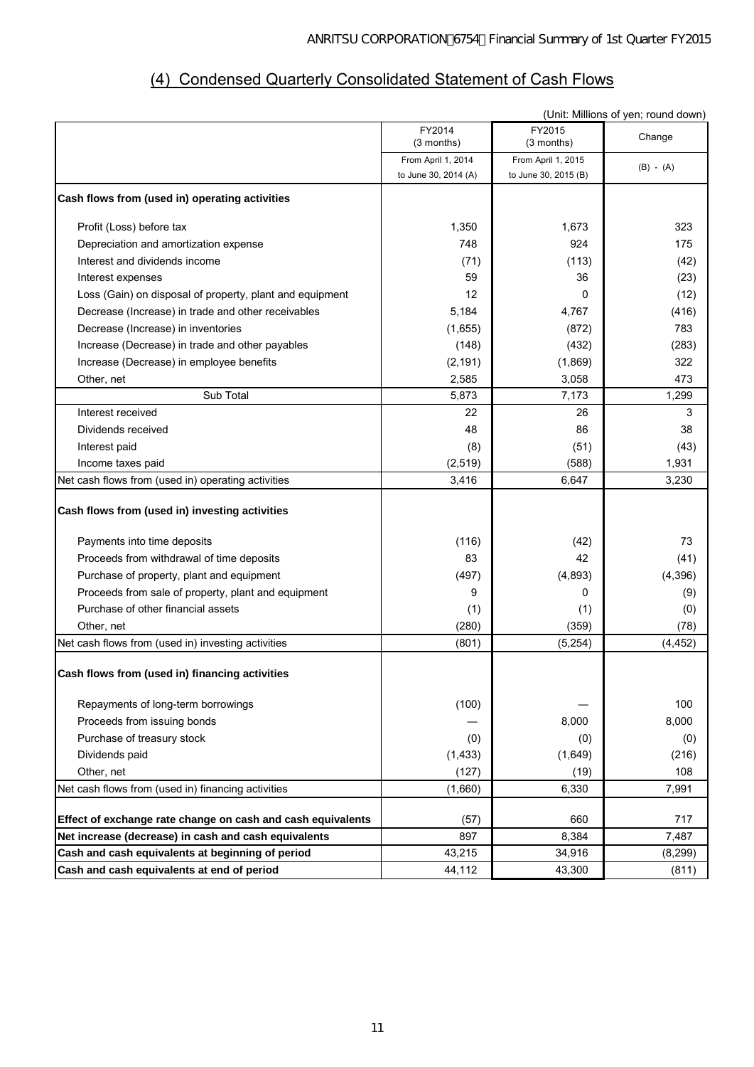## (4) Condensed Quarterly Consolidated Statement of Cash Flows

(Unit: Millions of yen; round down)

| | FY2014 (3 months) From April 1, 2014 to June 30, 2014 (A) | FY2015 (3 months) From April 1, 2015 to June 30, 2015 (B) | Change (B) - (A) |
|---|---|---|---|
| **Cash flows from (used in) operating activities** | | | |
| Profit (Loss) before tax | 1,350 | 1,673 | 323 |
| Depreciation and amortization expense | 748 | 924 | 175 |
| Interest and dividends income | (71) | (113) | (42) |
| Interest expenses | 59 | 36 | (23) |
| Loss (Gain) on disposal of property, plant and equipment | 12 | 0 | (12) |
| Decrease (Increase) in trade and other receivables | 5,184 | 4,767 | (416) |
| Decrease (Increase) in inventories | (1,655) | (872) | 783 |
| Increase (Decrease) in trade and other payables | (148) | (432) | (283) |
| Increase (Decrease) in employee benefits | (2,191) | (1,869) | 322 |
| Other, net | 2,585 | 3,058 | 473 |
| Sub Total | 5,873 | 7,173 | 1,299 |
| Interest received | 22 | 26 | 3 |
| Dividends received | 48 | 86 | 38 |
| Interest paid | (8) | (51) | (43) |
| Income taxes paid | (2,519) | (588) | 1,931 |
| Net cash flows from (used in) operating activities | 3,416 | 6,647 | 3,230 |
| **Cash flows from (used in) investing activities** | | | |
| Payments into time deposits | (116) | (42) | 73 |
| Proceeds from withdrawal of time deposits | 83 | 42 | (41) |
| Purchase of property, plant and equipment | (497) | (4,893) | (4,396) |
| Proceeds from sale of property, plant and equipment | 9 | 0 | (9) |
| Purchase of other financial assets | (1) | (1) | (0) |
| Other, net | (280) | (359) | (78) |
| Net cash flows from (used in) investing activities | (801) | (5,254) | (4,452) |
| **Cash flows from (used in) financing activities** | | | |
| Repayments of long-term borrowings | (100) | — | 100 |
| Proceeds from issuing bonds | — | 8,000 | 8,000 |
| Purchase of treasury stock | (0) | (0) | (0) |
| Dividends paid | (1,433) | (1,649) | (216) |
| Other, net | (127) | (19) | 108 |
| Net cash flows from (used in) financing activities | (1,660) | 6,330 | 7,991 |
| **Effect of exchange rate change on cash and cash equivalents** | (57) | 660 | 717 |
| **Net increase (decrease) in cash and cash equivalents** | 897 | 8,384 | 7,487 |
| **Cash and cash equivalents at beginning of period** | 43,215 | 34,916 | (8,299) |
| **Cash and cash equivalents at end of period** | 44,112 | 43,300 | (811) |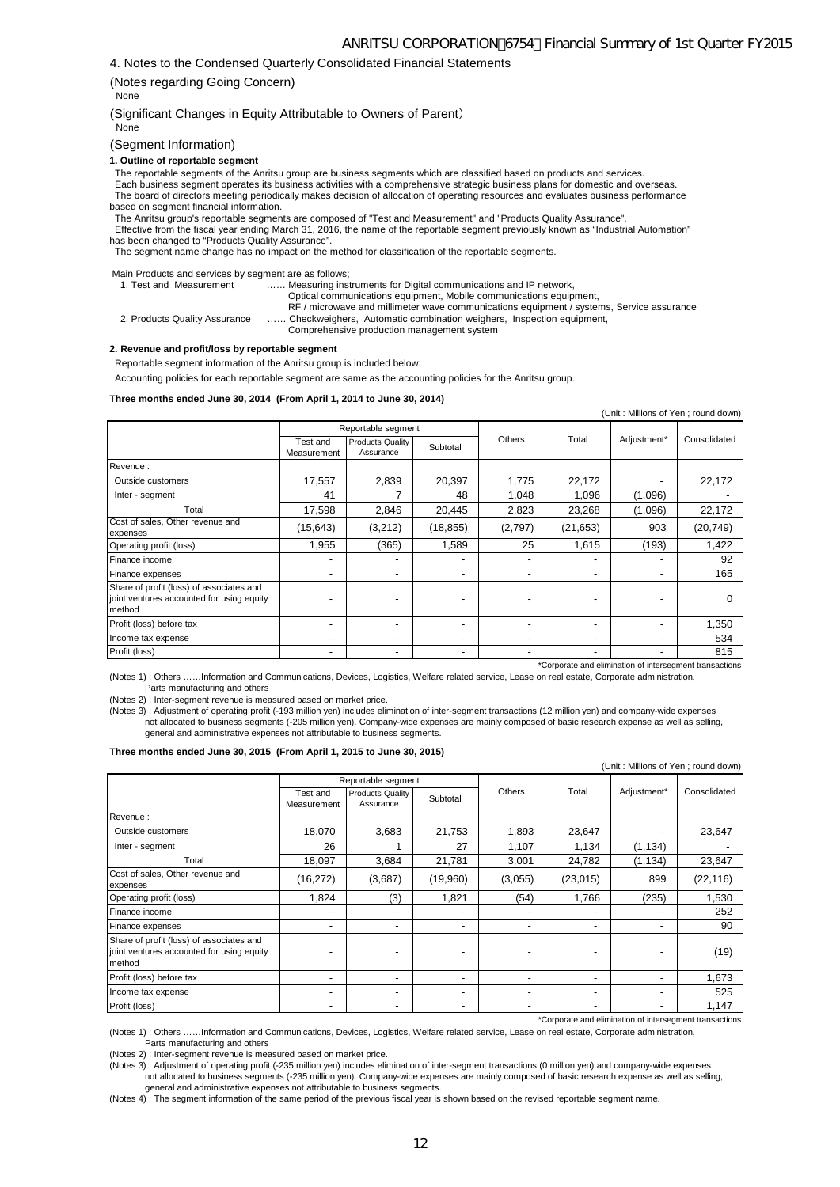4. Notes to the Condensed Quarterly Consolidated Financial Statements

(Notes regarding Going Concern)

None

(Significant Changes in Equity Attributable to Owners of Parent)

None

(Segment Information)

**1. Outline of reportable segment**

The reportable segments of the Anritsu group are business segments which are classified based on products and services.
Each business segment operates its business activities with a comprehensive strategic business plans for domestic and overseas.
The board of directors meeting periodically makes decision of allocation of operating resources and evaluates business performance based on segment financial information.
The Anritsu group's reportable segments are composed of "Test and Measurement" and "Products Quality Assurance".
Effective from the fiscal year ending March 31, 2016, the name of the reportable segment previously known as "Industrial Automation" has been changed to "Products Quality Assurance".
The segment name change has no impact on the method for classification of the reportable segments.

Main Products and services by segment are as follows;

1. Test and Measurement …… Measuring instruments for Digital communications and IP network, Optical communications equipment, Mobile communications equipment, RF / microwave and millimeter wave communications equipment / systems, Service assurance
2. Products Quality Assurance …… Checkweighers, Automatic combination weighers, Inspection equipment, Comprehensive production management system

**2. Revenue and profit/loss by reportable segment**

Reportable segment information of the Anritsu group is included below.

Accounting policies for each reportable segment are same as the accounting policies for the Anritsu group.

**Three months ended June 30, 2014 (From April 1, 2014 to June 30, 2014)**

(Unit : Millions of Yen ; round down)

| | Reportable segment | | | Others | Total | Adjustment* | Consolidated |
|---|---|---|---|---|---|---|---|
| | Test and Measurement | Products Quality Assurance | Subtotal | | | | |
| Revenue : | | | | | | | |
| Outside customers | 17,557 | 2,839 | 20,397 | 1,775 | 22,172 | - | 22,172 |
| Inter - segment | 41 | 7 | 48 | 1,048 | 1,096 | (1,096) | - |
| Total | 17,598 | 2,846 | 20,445 | 2,823 | 23,268 | (1,096) | 22,172 |
| Cost of sales, Other revenue and expenses | (15,643) | (3,212) | (18,855) | (2,797) | (21,653) | 903 | (20,749) |
| Operating profit (loss) | 1,955 | (365) | 1,589 | 25 | 1,615 | (193) | 1,422 |
| Finance income | - | - | - | - | - | - | 92 |
| Finance expenses | - | - | - | - | - | - | 165 |
| Share of profit (loss) of associates and joint ventures accounted for using equity method | - | - | - | - | - | - | 0 |
| Profit (loss) before tax | - | - | - | - | - | - | 1,350 |
| Income tax expense | - | - | - | - | - | - | 534 |
| Profit (loss) | - | - | - | - | - | - | 815 |

*Corporate and elimination of intersegment transactions

(Notes 1) : Others ……Information and Communications, Devices, Logistics, Welfare related service, Lease on real estate, Corporate administration, Parts manufacturing and others

(Notes 2) : Inter-segment revenue is measured based on market price.

(Notes 3) : Adjustment of operating profit (-193 million yen) includes elimination of inter-segment transactions (12 million yen) and company-wide expenses not allocated to business segments (-205 million yen). Company-wide expenses are mainly composed of basic research expense as well as selling, general and administrative expenses not attributable to business segments.

**Three months ended June 30, 2015 (From April 1, 2015 to June 30, 2015)**

(Unit : Millions of Yen ; round down)

| | Reportable segment | | | Others | Total | Adjustment* | Consolidated |
|---|---|---|---|---|---|---|---|
| | Test and Measurement | Products Quality Assurance | Subtotal | | | | |
| Revenue : | | | | | | | |
| Outside customers | 18,070 | 3,683 | 21,753 | 1,893 | 23,647 | - | 23,647 |
| Inter - segment | 26 | 1 | 27 | 1,107 | 1,134 | (1,134) | - |
| Total | 18,097 | 3,684 | 21,781 | 3,001 | 24,782 | (1,134) | 23,647 |
| Cost of sales, Other revenue and expenses | (16,272) | (3,687) | (19,960) | (3,055) | (23,015) | 899 | (22,116) |
| Operating profit (loss) | 1,824 | (3) | 1,821 | (54) | 1,766 | (235) | 1,530 |
| Finance income | - | - | - | - | - | - | 252 |
| Finance expenses | - | - | - | - | - | - | 90 |
| Share of profit (loss) of associates and joint ventures accounted for using equity method | - | - | - | - | - | - | (19) |
| Profit (loss) before tax | - | - | - | - | - | - | 1,673 |
| Income tax expense | - | - | - | - | - | - | 525 |
| Profit (loss) | - | - | - | - | - | - | 1,147 |

*Corporate and elimination of intersegment transactions

(Notes 1) : Others ……Information and Communications, Devices, Logistics, Welfare related service, Lease on real estate, Corporate administration, Parts manufacturing and others

(Notes 2) : Inter-segment revenue is measured based on market price.

(Notes 3) : Adjustment of operating profit (-235 million yen) includes elimination of inter-segment transactions (0 million yen) and company-wide expenses not allocated to business segments (-235 million yen). Company-wide expenses are mainly composed of basic research expense as well as selling, general and administrative expenses not attributable to business segments.

(Notes 4) : The segment information of the same period of the previous fiscal year is shown based on the revised reportable segment name.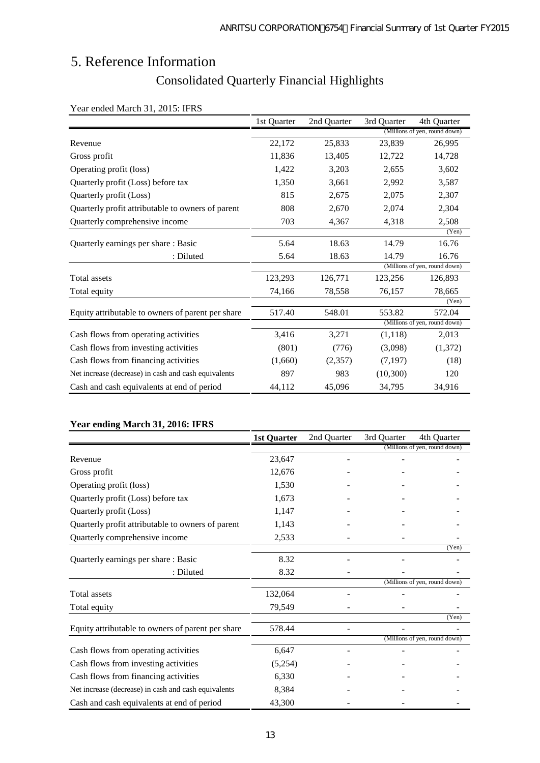# 5. Reference Information

## Consolidated Quarterly Financial Highlights

Year ended March 31, 2015: IFRS

| | 1st Quarter | 2nd Quarter | 3rd Quarter | 4th Quarter |
|---|---|---|---|---|
| | | | | (Millions of yen, round down) |
| Revenue | 22,172 | 25,833 | 23,839 | 26,995 |
| Gross profit | 11,836 | 13,405 | 12,722 | 14,728 |
| Operating profit (loss) | 1,422 | 3,203 | 2,655 | 3,602 |
| Quarterly profit (Loss) before tax | 1,350 | 3,661 | 2,992 | 3,587 |
| Quarterly profit (Loss) | 815 | 2,675 | 2,075 | 2,307 |
| Quarterly profit attributable to owners of parent | 808 | 2,670 | 2,074 | 2,304 |
| Quarterly comprehensive income | 703 | 4,367 | 4,318 | 2,508 |
| | | | | (Yen) |
| Quarterly earnings per share : Basic | 5.64 | 18.63 | 14.79 | 16.76 |
| : Diluted | 5.64 | 18.63 | 14.79 | 16.76 |
| | | | | (Millions of yen, round down) |
| Total assets | 123,293 | 126,771 | 123,256 | 126,893 |
| Total equity | 74,166 | 78,558 | 76,157 | 78,665 |
| | | | | (Yen) |
| Equity attributable to owners of parent per share | 517.40 | 548.01 | 553.82 | 572.04 |
| | | | | (Millions of yen, round down) |
| Cash flows from operating activities | 3,416 | 3,271 | (1,118) | 2,013 |
| Cash flows from investing activities | (801) | (776) | (3,098) | (1,372) |
| Cash flows from financing activities | (1,660) | (2,357) | (7,197) | (18) |
| Net increase (decrease) in cash and cash equivalents | 897 | 983 | (10,300) | 120 |
| Cash and cash equivalents at end of period | 44,112 | 45,096 | 34,795 | 34,916 |

**Year ending March 31, 2016: IFRS**

| | **1st Quarter** | 2nd Quarter | 3rd Quarter | 4th Quarter |
|---|---|---|---|---|
| | | | | (Millions of yen, round down) |
| Revenue | 23,647 | - | - | - |
| Gross profit | 12,676 | - | - | - |
| Operating profit (loss) | 1,530 | - | - | - |
| Quarterly profit (Loss) before tax | 1,673 | - | - | - |
| Quarterly profit (Loss) | 1,147 | - | - | - |
| Quarterly profit attributable to owners of parent | 1,143 | - | - | - |
| Quarterly comprehensive income | 2,533 | - | - | - |
| | | | | (Yen) |
| Quarterly earnings per share : Basic | 8.32 | - | - | - |
| : Diluted | 8.32 | - | - | - |
| | | | | (Millions of yen, round down) |
| Total assets | 132,064 | - | - | - |
| Total equity | 79,549 | - | - | - |
| | | | | (Yen) |
| Equity attributable to owners of parent per share | 578.44 | - | - | - |
| | | | | (Millions of yen, round down) |
| Cash flows from operating activities | 6,647 | - | - | - |
| Cash flows from investing activities | (5,254) | - | - | - |
| Cash flows from financing activities | 6,330 | - | - | - |
| Net increase (decrease) in cash and cash equivalents | 8,384 | - | - | - |
| Cash and cash equivalents at end of period | 43,300 | - | - | - |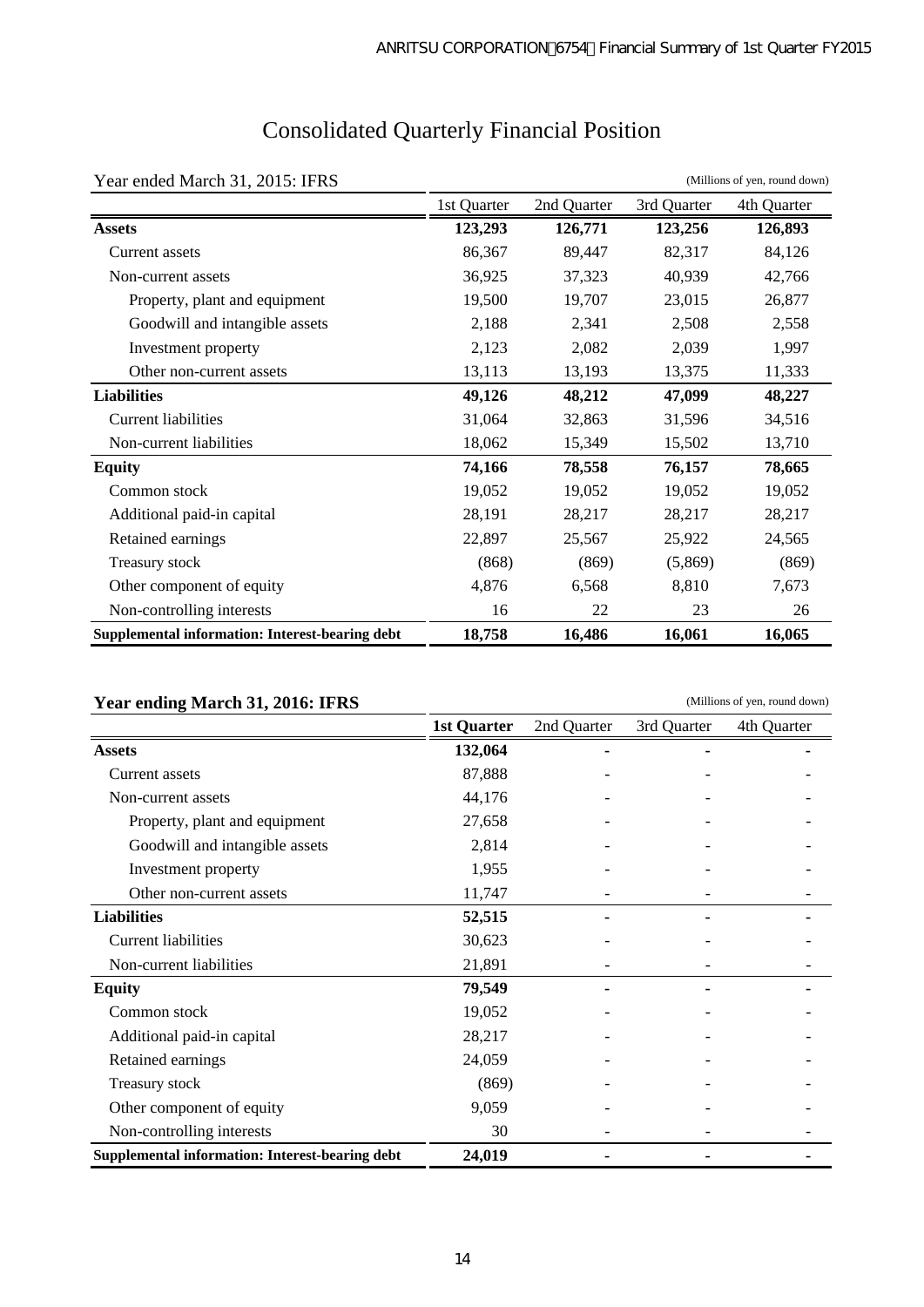# Consolidated Quarterly Financial Position

Year ended March 31, 2015: IFRS

(Millions of yen, round down)

| | 1st Quarter | 2nd Quarter | 3rd Quarter | 4th Quarter |
|---|---|---|---|---|
| **Assets** | **123,293** | **126,771** | **123,256** | **126,893** |
| Current assets | 86,367 | 89,447 | 82,317 | 84,126 |
| Non-current assets | 36,925 | 37,323 | 40,939 | 42,766 |
| Property, plant and equipment | 19,500 | 19,707 | 23,015 | 26,877 |
| Goodwill and intangible assets | 2,188 | 2,341 | 2,508 | 2,558 |
| Investment property | 2,123 | 2,082 | 2,039 | 1,997 |
| Other non-current assets | 13,113 | 13,193 | 13,375 | 11,333 |
| **Liabilities** | **49,126** | **48,212** | **47,099** | **48,227** |
| Current liabilities | 31,064 | 32,863 | 31,596 | 34,516 |
| Non-current liabilities | 18,062 | 15,349 | 15,502 | 13,710 |
| **Equity** | **74,166** | **78,558** | **76,157** | **78,665** |
| Common stock | 19,052 | 19,052 | 19,052 | 19,052 |
| Additional paid-in capital | 28,191 | 28,217 | 28,217 | 28,217 |
| Retained earnings | 22,897 | 25,567 | 25,922 | 24,565 |
| Treasury stock | (868) | (869) | (5,869) | (869) |
| Other component of equity | 4,876 | 6,568 | 8,810 | 7,673 |
| Non-controlling interests | 16 | 22 | 23 | 26 |
| **Supplemental information: Interest-bearing debt** | **18,758** | **16,486** | **16,061** | **16,065** |

**Year ending March 31, 2016: IFRS**

(Millions of yen, round down)

| | **1st Quarter** | 2nd Quarter | 3rd Quarter | 4th Quarter |
|---|---|---|---|---|
| **Assets** | **132,064** | **-** | **-** | **-** |
| Current assets | 87,888 | - | - | - |
| Non-current assets | 44,176 | - | - | - |
| Property, plant and equipment | 27,658 | - | - | - |
| Goodwill and intangible assets | 2,814 | - | - | - |
| Investment property | 1,955 | - | - | - |
| Other non-current assets | 11,747 | - | - | - |
| **Liabilities** | **52,515** | **-** | **-** | **-** |
| Current liabilities | 30,623 | - | - | - |
| Non-current liabilities | 21,891 | - | - | - |
| **Equity** | **79,549** | **-** | **-** | **-** |
| Common stock | 19,052 | - | - | - |
| Additional paid-in capital | 28,217 | - | - | - |
| Retained earnings | 24,059 | - | - | - |
| Treasury stock | (869) | - | - | - |
| Other component of equity | 9,059 | - | - | - |
| Non-controlling interests | 30 | - | - | - |
| **Supplemental information: Interest-bearing debt** | **24,019** | **-** | **-** | **-** |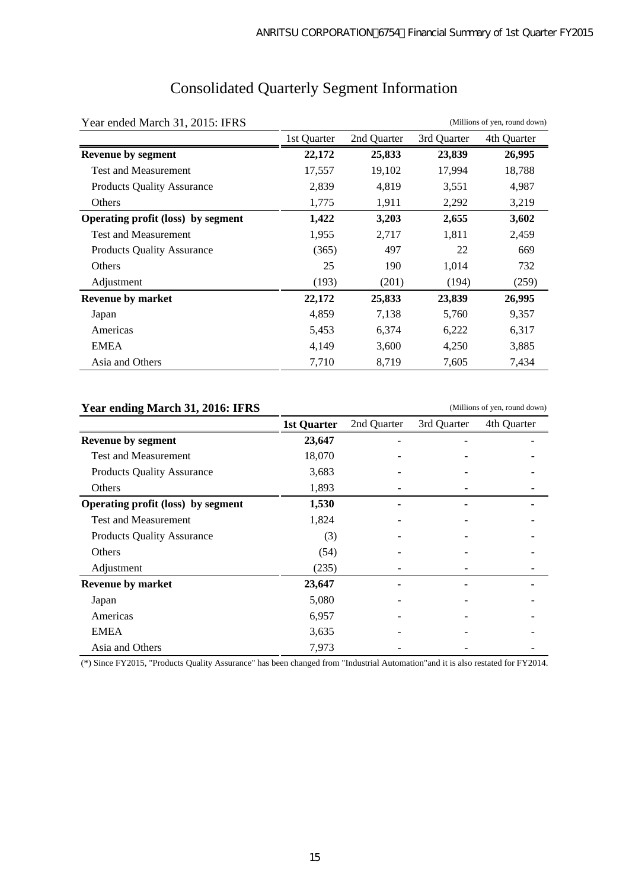# Consolidated Quarterly Segment Information

Year ended March 31, 2015: IFRS

(Millions of yen, round down)

| | 1st Quarter | 2nd Quarter | 3rd Quarter | 4th Quarter |
|---|---|---|---|---|
| **Revenue by segment** | **22,172** | **25,833** | **23,839** | **26,995** |
| Test and Measurement | 17,557 | 19,102 | 17,994 | 18,788 |
| Products Quality Assurance | 2,839 | 4,819 | 3,551 | 4,987 |
| Others | 1,775 | 1,911 | 2,292 | 3,219 |
| **Operating profit (loss) by segment** | **1,422** | **3,203** | **2,655** | **3,602** |
| Test and Measurement | 1,955 | 2,717 | 1,811 | 2,459 |
| Products Quality Assurance | (365) | 497 | 22 | 669 |
| Others | 25 | 190 | 1,014 | 732 |
| Adjustment | (193) | (201) | (194) | (259) |
| **Revenue by market** | **22,172** | **25,833** | **23,839** | **26,995** |
| Japan | 4,859 | 7,138 | 5,760 | 9,357 |
| Americas | 5,453 | 6,374 | 6,222 | 6,317 |
| EMEA | 4,149 | 3,600 | 4,250 | 3,885 |
| Asia and Others | 7,710 | 8,719 | 7,605 | 7,434 |

**Year ending March 31, 2016: IFRS**

(Millions of yen, round down)

| | **1st Quarter** | 2nd Quarter | 3rd Quarter | 4th Quarter |
|---|---|---|---|---|
| **Revenue by segment** | **23,647** | **-** | **-** | **-** |
| Test and Measurement | 18,070 | - | - | - |
| Products Quality Assurance | 3,683 | - | - | - |
| Others | 1,893 | - | - | - |
| **Operating profit (loss) by segment** | **1,530** | **-** | **-** | **-** |
| Test and Measurement | 1,824 | - | - | - |
| Products Quality Assurance | (3) | - | - | - |
| Others | (54) | - | - | - |
| Adjustment | (235) | - | - | - |
| **Revenue by market** | **23,647** | **-** | **-** | **-** |
| Japan | 5,080 | - | - | - |
| Americas | 6,957 | - | - | - |
| EMEA | 3,635 | - | - | - |
| Asia and Others | 7,973 | - | - | - |

(*) Since FY2015, "Products Quality Assurance" has been changed from "Industrial Automation"and it is also restated for FY2014.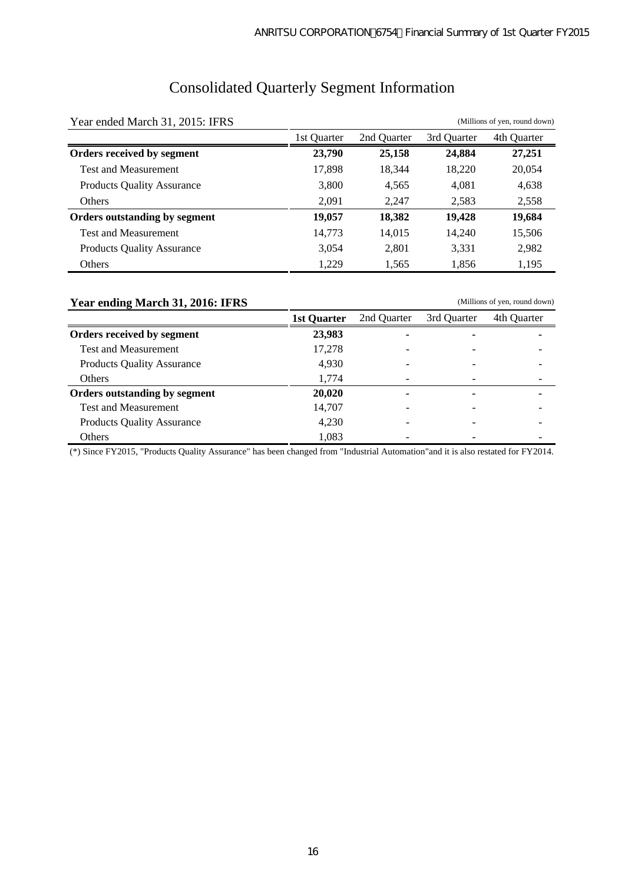# Consolidated Quarterly Segment Information

Year ended March 31, 2015: IFRS

(Millions of yen, round down)

| | 1st Quarter | 2nd Quarter | 3rd Quarter | 4th Quarter |
|---|---|---|---|---|
| **Orders received by segment** | **23,790** | **25,158** | **24,884** | **27,251** |
| Test and Measurement | 17,898 | 18,344 | 18,220 | 20,054 |
| Products Quality Assurance | 3,800 | 4,565 | 4,081 | 4,638 |
| Others | 2,091 | 2,247 | 2,583 | 2,558 |
| **Orders outstanding by segment** | **19,057** | **18,382** | **19,428** | **19,684** |
| Test and Measurement | 14,773 | 14,015 | 14,240 | 15,506 |
| Products Quality Assurance | 3,054 | 2,801 | 3,331 | 2,982 |
| Others | 1,229 | 1,565 | 1,856 | 1,195 |

**Year ending March 31, 2016: IFRS**

(Millions of yen, round down)

| | **1st Quarter** | 2nd Quarter | 3rd Quarter | 4th Quarter |
|---|---|---|---|---|
| **Orders received by segment** | **23,983** | **-** | **-** | **-** |
| Test and Measurement | 17,278 | - | - | - |
| Products Quality Assurance | 4,930 | - | - | - |
| Others | 1,774 | - | - | - |
| **Orders outstanding by segment** | **20,020** | **-** | **-** | **-** |
| Test and Measurement | 14,707 | - | - | - |
| Products Quality Assurance | 4,230 | - | - | - |
| Others | 1,083 | - | - | - |

(*) Since FY2015, "Products Quality Assurance" has been changed from "Industrial Automation"and it is also restated for FY2014.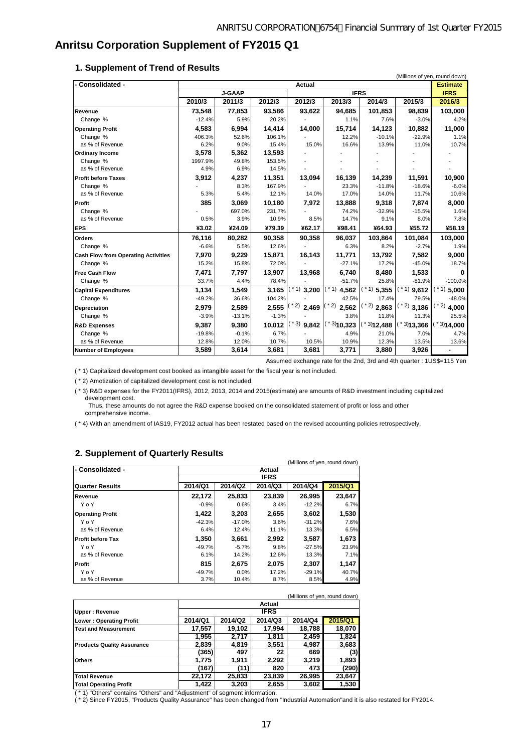# Anritsu Corporation Supplement of FY2015 Q1

## 1. Supplement of Trend of Results

(Millions of yen, round down)

| - Consolidated - | Actual | | | | | | | Estimate |
|---|---|---|---|---|---|---|---|---|
| | J-GAAP | | | IFRS | | | | IFRS |
| | 2010/3 | 2011/3 | 2012/3 | 2012/3 | 2013/3 | 2014/3 | 2015/3 | 2016/3 |
| **Revenue** | 73,548 | 77,853 | 93,586 | 93,622 | 94,685 | 101,853 | 98,839 | 103,000 |
| Change % | -12.4% | 5.9% | 20.2% | - | 1.1% | 7.6% | -3.0% | 4.2% |
| **Operating Profit** | 4,583 | 6,994 | 14,414 | 14,000 | 15,714 | 14,123 | 10,882 | 11,000 |
| Change % | 406.3% | 52.6% | 106.1% | - | 12.2% | -10.1% | -22.9% | 1.1% |
| as % of Revenue | 6.2% | 9.0% | 15.4% | 15.0% | 16.6% | 13.9% | 11.0% | 10.7% |
| **Ordinary Income** | 3,578 | 5,362 | 13,593 | - | - | - | - | - |
| Change % | 1997.9% | 49.8% | 153.5% | - | - | - | - | - |
| as % of Revenue | 4.9% | 6.9% | 14.5% | - | - | - | - | - |
| **Profit before Taxes** | 3,912 | 4,237 | 11,351 | 13,094 | 16,139 | 14,239 | 11,591 | 10,900 |
| Change % | - | 8.3% | 167.9% | - | 23.3% | -11.8% | -18.6% | -6.0% |
| as % of Revenue | 5.3% | 5.4% | 12.1% | 14.0% | 17.0% | 14.0% | 11.7% | 10.6% |
| **Profit** | 385 | 3,069 | 10,180 | 7,972 | 13,888 | 9,318 | 7,874 | 8,000 |
| Change % | - | 697.0% | 231.7% | - | 74.2% | -32.9% | -15.5% | 1.6% |
| as % of Revenue | 0.5% | 3.9% | 10.9% | 8.5% | 14.7% | 9.1% | 8.0% | 7.8% |
| **EPS** | ¥3.02 | ¥24.09 | ¥79.39 | ¥62.17 | ¥98.41 | ¥64.93 | ¥55.72 | ¥58.19 |
| **Orders** | 76,116 | 80,282 | 90,358 | 90,358 | 96,037 | 103,864 | 101,084 | 103,000 |
| Change % | -6.6% | 5.5% | 12.6% | - | 6.3% | 8.2% | -2.7% | 1.9% |
| **Cash Flow from Operating Activities** | 7,970 | 9,229 | 15,871 | 16,143 | 11,771 | 13,792 | 7,582 | 9,000 |
| Change % | 15.2% | 15.8% | 72.0% | - | -27.1% | 17.2% | -45.0% | 18.7% |
| **Free Cash Flow** | 7,471 | 7,797 | 13,907 | 13,968 | 6,740 | 8,480 | 1,533 | 0 |
| Change % | 33.7% | 4.4% | 78.4% | - | -51.7% | 25.8% | -81.9% | -100.0% |
| **Capital Expenditures** | 1,134 | 1,549 | 3,165 | (＊1) 3,200 | (＊1) 4,562 | (＊1) 5,355 | (＊1) 9,612 | (＊1) 5,000 |
| Change % | -49.2% | 36.6% | 104.2% | - | 42.5% | 17.4% | 79.5% | -48.0% |
| **Depreciation** | 2,979 | 2,589 | 2,555 | (＊2) 2,469 | (＊2) 2,562 | (＊2) 2,863 | (＊2) 3,186 | (＊2) 4,000 |
| Change % | -3.9% | -13.1% | -1.3% | - | 3.8% | 11.8% | 11.3% | 25.5% |
| **R&D Expenses** | 9,387 | 9,380 | 10,012 | (＊3) 9,842 | (＊3) 10,323 | (＊3) 12,488 | (＊3) 13,366 | (＊3) 14,000 |
| Change % | -19.8% | -0.1% | 6.7% | - | 4.9% | 21.0% | 7.0% | 4.7% |
| as % of Revenue | 12.8% | 12.0% | 10.7% | 10.5% | 10.9% | 12.3% | 13.5% | 13.6% |
| **Number of Employees** | 3,589 | 3,614 | 3,681 | 3,681 | 3,771 | 3,880 | 3,926 | - |

Assumed exchange rate for the 2nd, 3rd and 4th quarter : 1US$=115 Yen

(＊1) Capitalized development cost booked as intangible asset for the fiscal year is not included.

(＊2) Amotization of capitalized development cost is not included.

(＊3) R&D expenses for the FY2011(IFRS), 2012, 2013, 2014 and 2015(estimate) are amounts of R&D investment including capitalized development cost.
Thus, these amounts do not agree the R&D expense booked on the consolidated statement of profit or loss and other comprehensive income.

(＊4) With an amendment of IAS19, FY2012 actual has been restated based on the revised accounting policies retrospectively.

## 2. Supplement of Quarterly Results

(Millions of yen, round down)

| - Consolidated - | Actual | | | | |
|---|---|---|---|---|---|
| | IFRS | | | | |
| **Quarter Results** | 2014/Q1 | 2014/Q2 | 2014/Q3 | 2014/Q4 | 2015/Q1 |
| **Revenue** | 22,172 | 25,833 | 23,839 | 26,995 | 23,647 |
| Y o Y | -0.9% | 0.6% | 3.4% | -12.2% | 6.7% |
| **Operating Profit** | 1,422 | 3,203 | 2,655 | 3,602 | 1,530 |
| Y o Y | -42.3% | -17.0% | 3.6% | -31.2% | 7.6% |
| as % of Revenue | 6.4% | 12.4% | 11.1% | 13.3% | 6.5% |
| **Profit before Tax** | 1,350 | 3,661 | 2,992 | 3,587 | 1,673 |
| Y o Y | -49.7% | -5.7% | 9.8% | -27.5% | 23.9% |
| as % of Revenue | 6.1% | 14.2% | 12.6% | 13.3% | 7.1% |
| **Profit** | 815 | 2,675 | 2,075 | 2,307 | 1,147 |
| Y o Y | -49.7% | 0.0% | 17.2% | -29.1% | 40.7% |
| as % of Revenue | 3.7% | 10.4% | 8.7% | 8.5% | 4.9% |

(Millions of yen, round down)

| Upper : Revenue / Lower : Operating Profit | Actual | | | | |
|---|---|---|---|---|---|
| | IFRS | | | | |
| | 2014/Q1 | 2014/Q2 | 2014/Q3 | 2014/Q4 | 2015/Q1 |
| **Test and Measurement** | 17,557 | 19,102 | 17,994 | 18,788 | 18,070 |
| | 1,955 | 2,717 | 1,811 | 2,459 | 1,824 |
| **Products Quality Assurance** | 2,839 | 4,819 | 3,551 | 4,987 | 3,683 |
| | (365) | 497 | 22 | 669 | (3) |
| **Others** | 1,775 | 1,911 | 2,292 | 3,219 | 1,893 |
| | (167) | (11) | 820 | 473 | (290) |
| **Total Revenue** | 22,172 | 25,833 | 23,839 | 26,995 | 23,647 |
| **Total Operating Profit** | 1,422 | 3,203 | 2,655 | 3,602 | 1,530 |

(＊1) "Others" contains "Others" and "Adjustment" of segment information.

(＊2) Since FY2015, "Products Quality Assurance" has been changed from "Industrial Automation"and it is also restated for FY2014.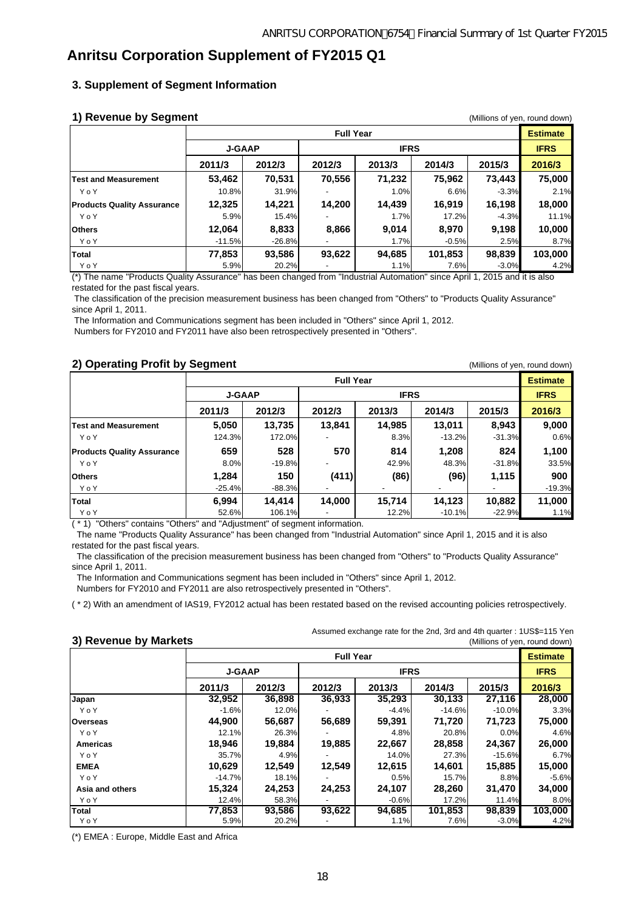# Anritsu Corporation Supplement of FY2015 Q1

## 3. Supplement of Segment Information

### 1) Revenue by Segment

(Millions of yen, round down)

| | Full Year | | | | | | Estimate |
|---|---|---|---|---|---|---|---|
| | J-GAAP | | IFRS | | | | IFRS |
| | 2011/3 | 2012/3 | 2012/3 | 2013/3 | 2014/3 | 2015/3 | 2016/3 |
| **Test and Measurement** | **53,462** | **70,531** | **70,556** | **71,232** | **75,962** | **73,443** | **75,000** |
| YoY | 10.8% | 31.9% | - | 1.0% | 6.6% | -3.3% | 2.1% |
| **Products Quality Assurance** | **12,325** | **14,221** | **14,200** | **14,439** | **16,919** | **16,198** | **18,000** |
| YoY | 5.9% | 15.4% | - | 1.7% | 17.2% | -4.3% | 11.1% |
| **Others** | **12,064** | **8,833** | **8,866** | **9,014** | **8,970** | **9,198** | **10,000** |
| YoY | -11.5% | -26.8% | - | 1.7% | -0.5% | 2.5% | 8.7% |
| **Total** | **77,853** | **93,586** | **93,622** | **94,685** | **101,853** | **98,839** | **103,000** |
| YoY | 5.9% | 20.2% | - | 1.1% | 7.6% | -3.0% | 4.2% |

(*) The name "Products Quality Assurance" has been changed from "Industrial Automation" since April 1, 2015 and it is also restated for the past fiscal years.
The classification of the precision measurement business has been changed from "Others" to "Products Quality Assurance" since April 1, 2011.
The Information and Communications segment has been included in "Others" since April 1, 2012.
Numbers for FY2010 and FY2011 have also been retrospectively presented in "Others".

### 2) Operating Profit by Segment

(Millions of yen, round down)

| | Full Year | | | | | | Estimate |
|---|---|---|---|---|---|---|---|
| | J-GAAP | | IFRS | | | | IFRS |
| | 2011/3 | 2012/3 | 2012/3 | 2013/3 | 2014/3 | 2015/3 | 2016/3 |
| **Test and Measurement** | **5,050** | **13,735** | **13,841** | **14,985** | **13,011** | **8,943** | **9,000** |
| YoY | 124.3% | 172.0% | - | 8.3% | -13.2% | -31.3% | 0.6% |
| **Products Quality Assurance** | **659** | **528** | **570** | **814** | **1,208** | **824** | **1,100** |
| YoY | 8.0% | -19.8% | - | 42.9% | 48.3% | -31.8% | 33.5% |
| **Others** | **1,284** | **150** | **(411)** | **(86)** | **(96)** | **1,115** | **900** |
| YoY | -25.4% | -88.3% | - | - | - | - | -19.3% |
| **Total** | **6,994** | **14,414** | **14,000** | **15,714** | **14,123** | **10,882** | **11,000** |
| YoY | 52.6% | 106.1% | - | 12.2% | -10.1% | -22.9% | 1.1% |

( * 1) "Others" contains "Others" and "Adjustment" of segment information.
The name "Products Quality Assurance" has been changed from "Industrial Automation" since April 1, 2015 and it is also restated for the past fiscal years.
The classification of the precision measurement business has been changed from "Others" to "Products Quality Assurance" since April 1, 2011.
The Information and Communications segment has been included in "Others" since April 1, 2012.
Numbers for FY2010 and FY2011 are also retrospectively presented in "Others".

( * 2) With an amendment of IAS19, FY2012 actual has been restated based on the revised accounting policies retrospectively.

### 3) Revenue by Markets

Assumed exchange rate for the 2nd, 3rd and 4th quarter : 1US$=115 Yen

(Millions of yen, round down)

| | Full Year | | | | | | Estimate |
|---|---|---|---|---|---|---|---|
| | J-GAAP | | IFRS | | | | IFRS |
| | 2011/3 | 2012/3 | 2012/3 | 2013/3 | 2014/3 | 2015/3 | 2016/3 |
| **Japan** | **32,952** | **36,898** | **36,933** | **35,293** | **30,133** | **27,116** | **28,000** |
| YoY | -1.6% | 12.0% | - | -4.4% | -14.6% | -10.0% | 3.3% |
| **Overseas** | **44,900** | **56,687** | **56,689** | **59,391** | **71,720** | **71,723** | **75,000** |
| YoY | 12.1% | 26.3% | - | 4.8% | 20.8% | 0.0% | 4.6% |
| **Americas** | **18,946** | **19,884** | **19,885** | **22,667** | **28,858** | **24,367** | **26,000** |
| YoY | 35.7% | 4.9% | - | 14.0% | 27.3% | -15.6% | 6.7% |
| **EMEA** | **10,629** | **12,549** | **12,549** | **12,615** | **14,601** | **15,885** | **15,000** |
| YoY | -14.7% | 18.1% | - | 0.5% | 15.7% | 8.8% | -5.6% |
| **Asia and others** | **15,324** | **24,253** | **24,253** | **24,107** | **28,260** | **31,470** | **34,000** |
| YoY | 12.4% | 58.3% | - | -0.6% | 17.2% | 11.4% | 8.0% |
| **Total** | **77,853** | **93,586** | **93,622** | **94,685** | **101,853** | **98,839** | **103,000** |
| YoY | 5.9% | 20.2% | - | 1.1% | 7.6% | -3.0% | 4.2% |

(*) EMEA : Europe, Middle East and Africa